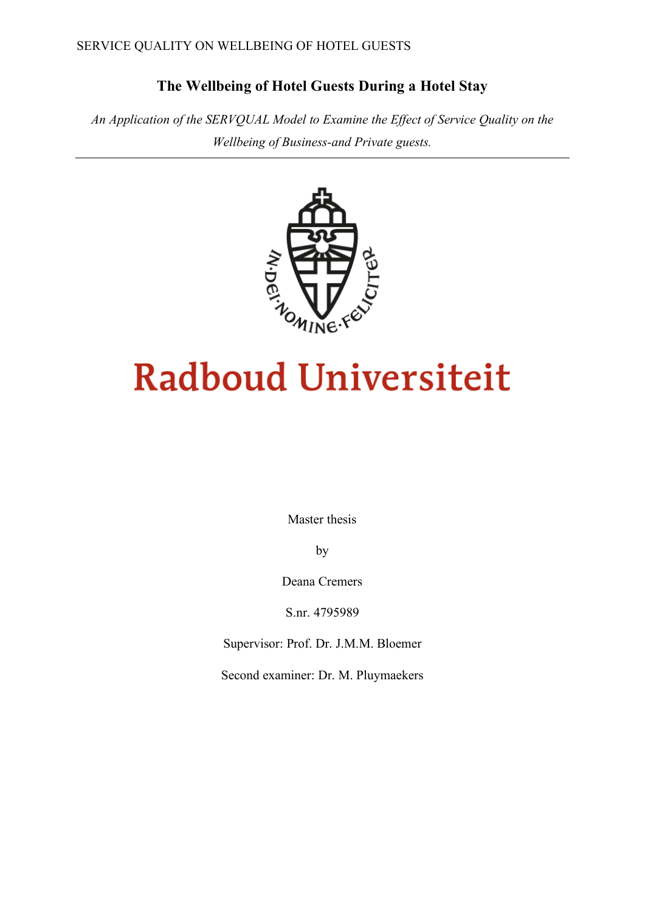# The Wellbeing of Hotel Guests During a Hotel Stay

*An Application of the SERVQUAL Model to Examine the Effect of Service Quality on the Wellbeing of Business-and Private guests.*

---

Radboud Universiteit

Master thesis

by

Deana Cremers

S.nr. 4795989

Supervisor: Prof. Dr. J.M.M. Bloemer

Second examiner: Dr. M. Pluymaekers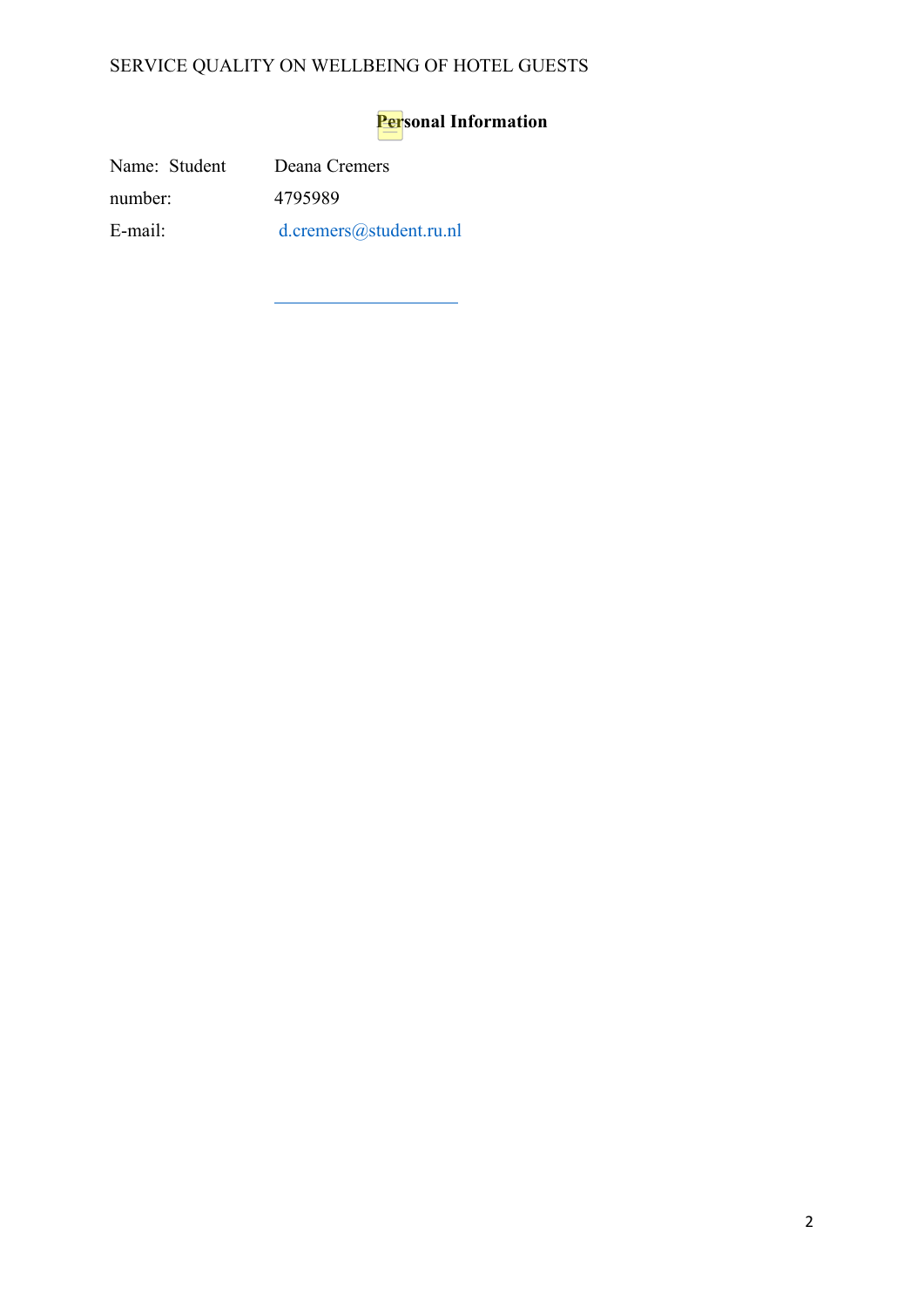**Personal Information**

Name: Deana Cremers

Student number: 4795989

E-mail: d.cremers@student.ru.nl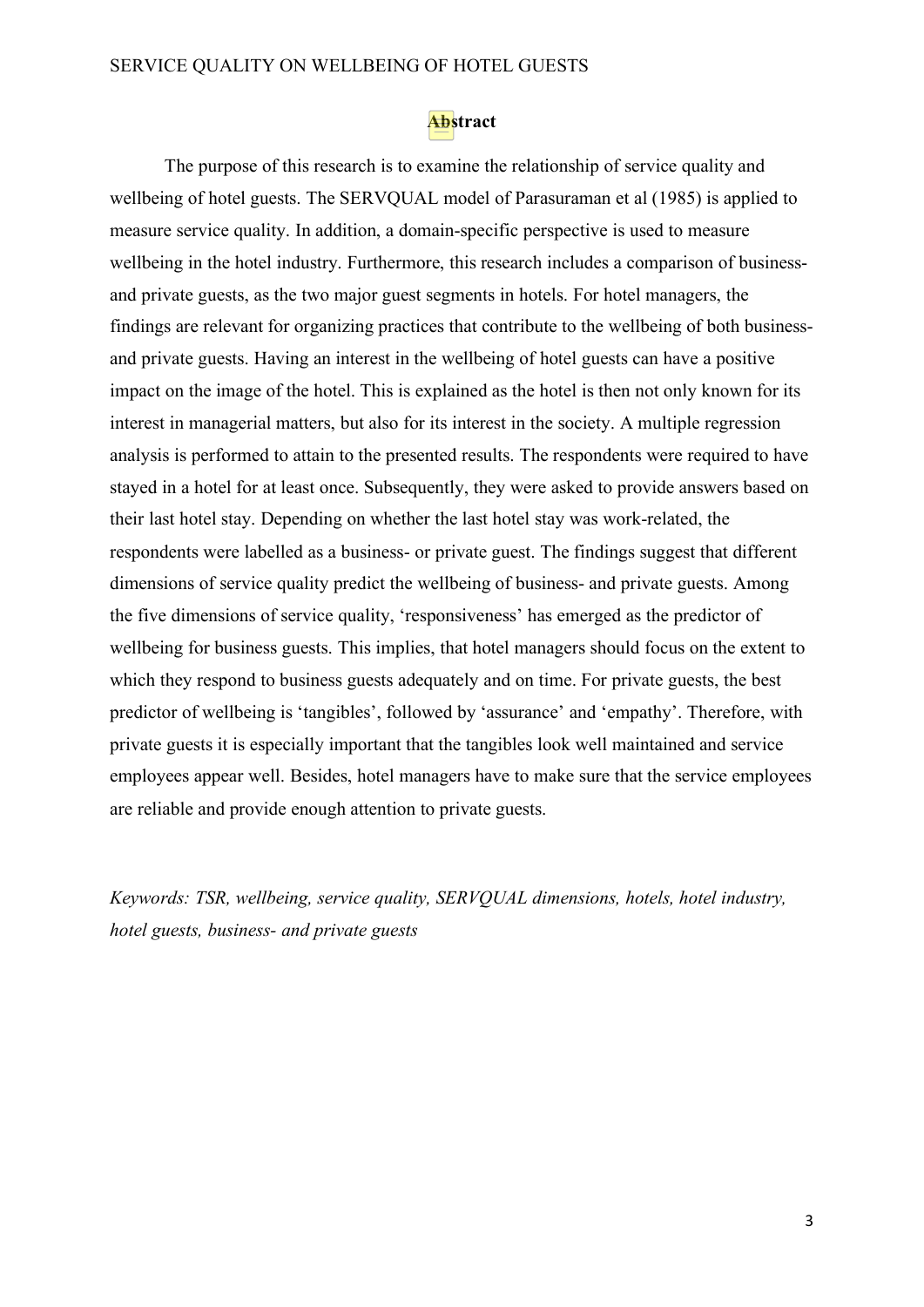## Abstract

The purpose of this research is to examine the relationship of service quality and wellbeing of hotel guests. The SERVQUAL model of Parasuraman et al (1985) is applied to measure service quality. In addition, a domain-specific perspective is used to measure wellbeing in the hotel industry. Furthermore, this research includes a comparison of business- and private guests, as the two major guest segments in hotels. For hotel managers, the findings are relevant for organizing practices that contribute to the wellbeing of both business- and private guests. Having an interest in the wellbeing of hotel guests can have a positive impact on the image of the hotel. This is explained as the hotel is then not only known for its interest in managerial matters, but also for its interest in the society. A multiple regression analysis is performed to attain to the presented results. The respondents were required to have stayed in a hotel for at least once. Subsequently, they were asked to provide answers based on their last hotel stay. Depending on whether the last hotel stay was work-related, the respondents were labelled as a business- or private guest. The findings suggest that different dimensions of service quality predict the wellbeing of business- and private guests. Among the five dimensions of service quality, 'responsiveness' has emerged as the predictor of wellbeing for business guests. This implies, that hotel managers should focus on the extent to which they respond to business guests adequately and on time. For private guests, the best predictor of wellbeing is 'tangibles', followed by 'assurance' and 'empathy'. Therefore, with private guests it is especially important that the tangibles look well maintained and service employees appear well. Besides, hotel managers have to make sure that the service employees are reliable and provide enough attention to private guests.

*Keywords: TSR, wellbeing, service quality, SERVQUAL dimensions, hotels, hotel industry, hotel guests, business- and private guests*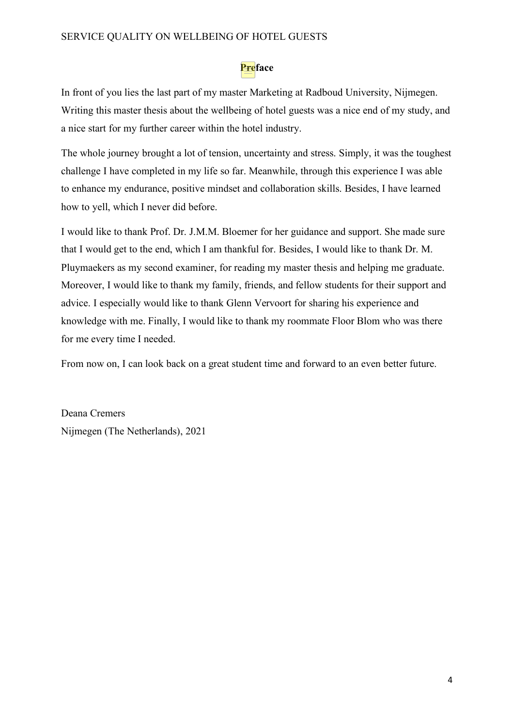## Preface

In front of you lies the last part of my master Marketing at Radboud University, Nijmegen. Writing this master thesis about the wellbeing of hotel guests was a nice end of my study, and a nice start for my further career within the hotel industry.

The whole journey brought a lot of tension, uncertainty and stress. Simply, it was the toughest challenge I have completed in my life so far. Meanwhile, through this experience I was able to enhance my endurance, positive mindset and collaboration skills. Besides, I have learned how to yell, which I never did before.

I would like to thank Prof. Dr. J.M.M. Bloemer for her guidance and support. She made sure that I would get to the end, which I am thankful for. Besides, I would like to thank Dr. M. Pluymaekers as my second examiner, for reading my master thesis and helping me graduate. Moreover, I would like to thank my family, friends, and fellow students for their support and advice. I especially would like to thank Glenn Vervoort for sharing his experience and knowledge with me. Finally, I would like to thank my roommate Floor Blom who was there for me every time I needed.

From now on, I can look back on a great student time and forward to an even better future.

Deana Cremers
Nijmegen (The Netherlands), 2021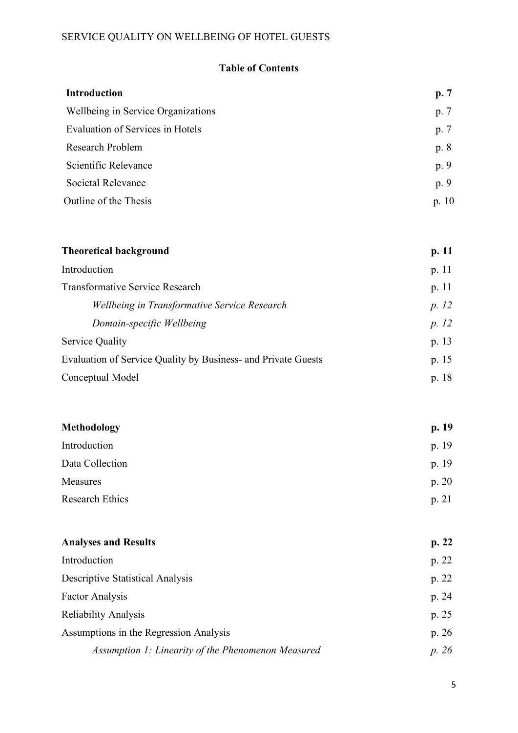**Table of Contents**

| | |
|---|---|
| **Introduction** | **p. 7** |
| Wellbeing in Service Organizations | p. 7 |
| Evaluation of Services in Hotels | p. 7 |
| Research Problem | p. 8 |
| Scientific Relevance | p. 9 |
| Societal Relevance | p. 9 |
| Outline of the Thesis | p. 10 |
| | |
| **Theoretical background** | **p. 11** |
| Introduction | p. 11 |
| Transformative Service Research | p. 11 |
| *Wellbeing in Transformative Service Research* | *p. 12* |
| *Domain-specific Wellbeing* | *p. 12* |
| Service Quality | p. 13 |
| Evaluation of Service Quality by Business- and Private Guests | p. 15 |
| Conceptual Model | p. 18 |
| | |
| **Methodology** | **p. 19** |
| Introduction | p. 19 |
| Data Collection | p. 19 |
| Measures | p. 20 |
| Research Ethics | p. 21 |
| | |
| **Analyses and Results** | **p. 22** |
| Introduction | p. 22 |
| Descriptive Statistical Analysis | p. 22 |
| Factor Analysis | p. 24 |
| Reliability Analysis | p. 25 |
| Assumptions in the Regression Analysis | p. 26 |
| *Assumption 1: Linearity of the Phenomenon Measured* | *p. 26* |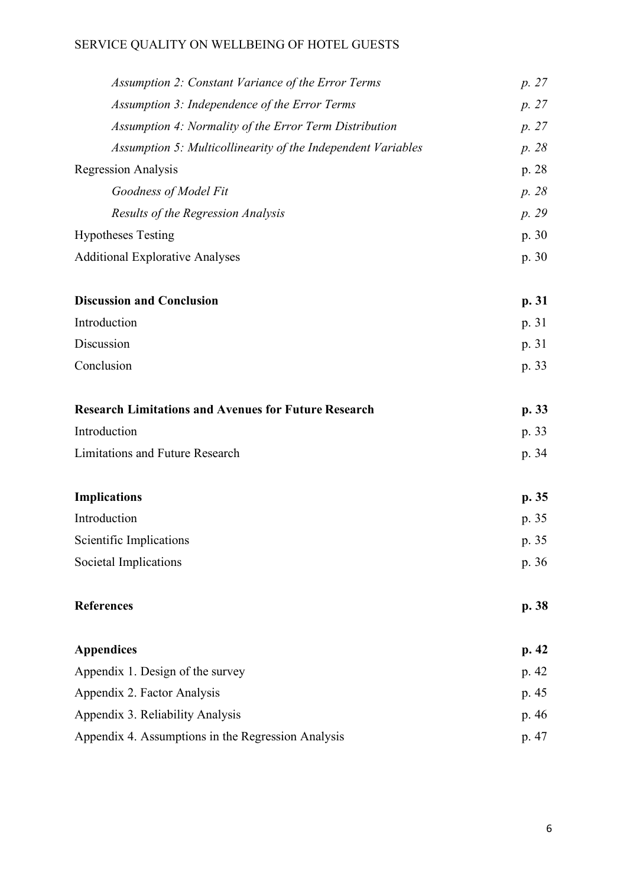*Assumption 2: Constant Variance of the Error Terms* *p. 27*

*Assumption 3: Independence of the Error Terms* *p. 27*

*Assumption 4: Normality of the Error Term Distribution* *p. 27*

*Assumption 5: Multicollinearity of the Independent Variables* *p. 28*

Regression Analysis p. 28

*Goodness of Model Fit* *p. 28*

*Results of the Regression Analysis* *p. 29*

Hypotheses Testing p. 30

Additional Explorative Analyses p. 30

**Discussion and Conclusion** **p. 31**

Introduction p. 31

Discussion p. 31

Conclusion p. 33

**Research Limitations and Avenues for Future Research** **p. 33**

Introduction p. 33

Limitations and Future Research p. 34

**Implications** **p. 35**

Introduction p. 35

Scientific Implications p. 35

Societal Implications p. 36

**References** **p. 38**

**Appendices** **p. 42**

Appendix 1. Design of the survey p. 42

Appendix 2. Factor Analysis p. 45

Appendix 3. Reliability Analysis p. 46

Appendix 4. Assumptions in the Regression Analysis p. 47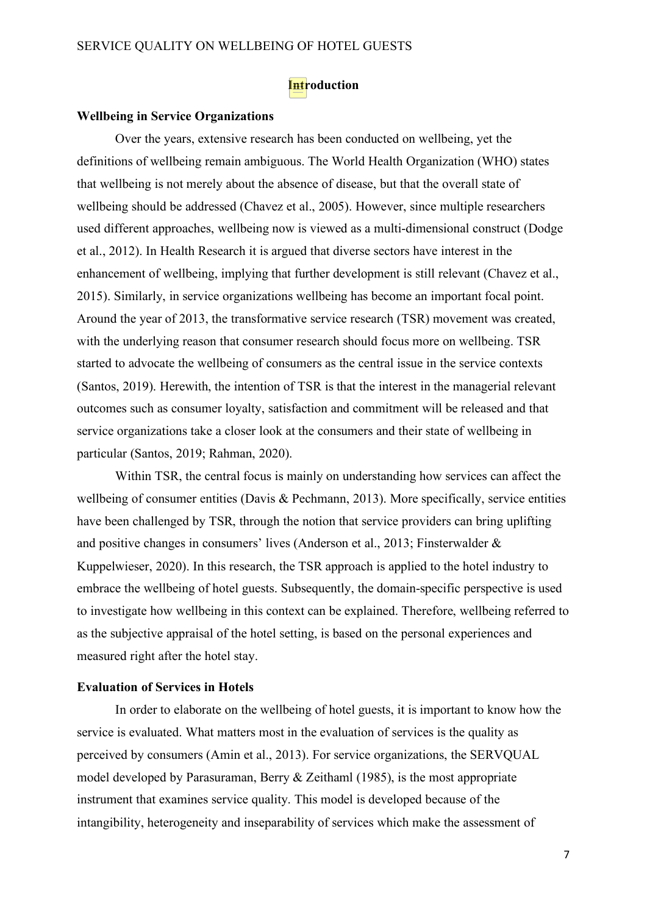# Introduction

## Wellbeing in Service Organizations

Over the years, extensive research has been conducted on wellbeing, yet the definitions of wellbeing remain ambiguous. The World Health Organization (WHO) states that wellbeing is not merely about the absence of disease, but that the overall state of wellbeing should be addressed (Chavez et al., 2005). However, since multiple researchers used different approaches, wellbeing now is viewed as a multi-dimensional construct (Dodge et al., 2012). In Health Research it is argued that diverse sectors have interest in the enhancement of wellbeing, implying that further development is still relevant (Chavez et al., 2015). Similarly, in service organizations wellbeing has become an important focal point. Around the year of 2013, the transformative service research (TSR) movement was created, with the underlying reason that consumer research should focus more on wellbeing. TSR started to advocate the wellbeing of consumers as the central issue in the service contexts (Santos, 2019). Herewith, the intention of TSR is that the interest in the managerial relevant outcomes such as consumer loyalty, satisfaction and commitment will be released and that service organizations take a closer look at the consumers and their state of wellbeing in particular (Santos, 2019; Rahman, 2020).

Within TSR, the central focus is mainly on understanding how services can affect the wellbeing of consumer entities (Davis & Pechmann, 2013). More specifically, service entities have been challenged by TSR, through the notion that service providers can bring uplifting and positive changes in consumers' lives (Anderson et al., 2013; Finsterwalder & Kuppelwieser, 2020). In this research, the TSR approach is applied to the hotel industry to embrace the wellbeing of hotel guests. Subsequently, the domain-specific perspective is used to investigate how wellbeing in this context can be explained. Therefore, wellbeing referred to as the subjective appraisal of the hotel setting, is based on the personal experiences and measured right after the hotel stay.

## Evaluation of Services in Hotels

In order to elaborate on the wellbeing of hotel guests, it is important to know how the service is evaluated. What matters most in the evaluation of services is the quality as perceived by consumers (Amin et al., 2013). For service organizations, the SERVQUAL model developed by Parasuraman, Berry & Zeithaml (1985), is the most appropriate instrument that examines service quality. This model is developed because of the intangibility, heterogeneity and inseparability of services which make the assessment of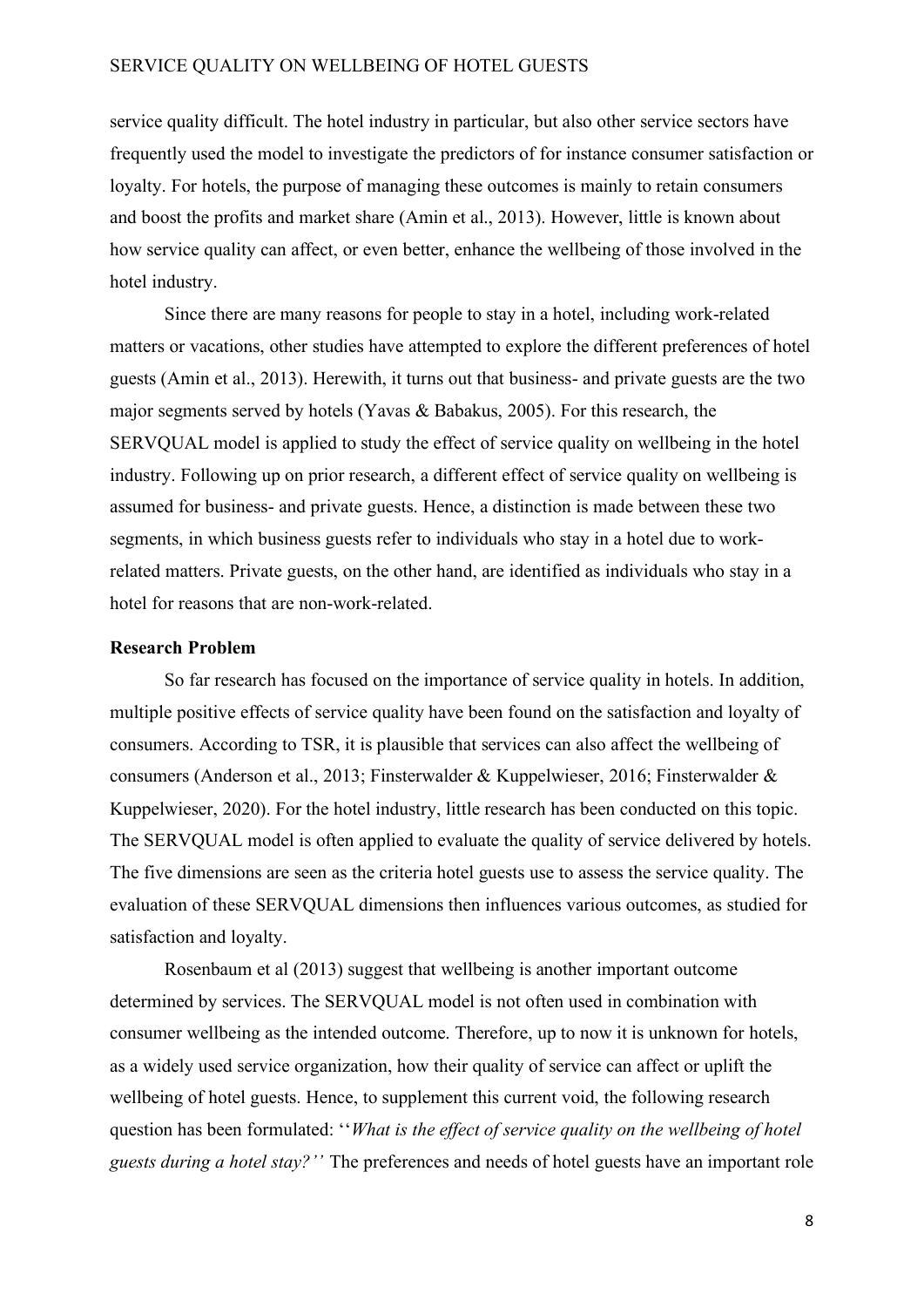service quality difficult. The hotel industry in particular, but also other service sectors have frequently used the model to investigate the predictors of for instance consumer satisfaction or loyalty. For hotels, the purpose of managing these outcomes is mainly to retain consumers and boost the profits and market share (Amin et al., 2013). However, little is known about how service quality can affect, or even better, enhance the wellbeing of those involved in the hotel industry.

Since there are many reasons for people to stay in a hotel, including work-related matters or vacations, other studies have attempted to explore the different preferences of hotel guests (Amin et al., 2013). Herewith, it turns out that business- and private guests are the two major segments served by hotels (Yavas & Babakus, 2005). For this research, the SERVQUAL model is applied to study the effect of service quality on wellbeing in the hotel industry. Following up on prior research, a different effect of service quality on wellbeing is assumed for business- and private guests. Hence, a distinction is made between these two segments, in which business guests refer to individuals who stay in a hotel due to work-related matters. Private guests, on the other hand, are identified as individuals who stay in a hotel for reasons that are non-work-related.

## Research Problem

So far research has focused on the importance of service quality in hotels. In addition, multiple positive effects of service quality have been found on the satisfaction and loyalty of consumers. According to TSR, it is plausible that services can also affect the wellbeing of consumers (Anderson et al., 2013; Finsterwalder & Kuppelwieser, 2016; Finsterwalder & Kuppelwieser, 2020). For the hotel industry, little research has been conducted on this topic. The SERVQUAL model is often applied to evaluate the quality of service delivered by hotels. The five dimensions are seen as the criteria hotel guests use to assess the service quality. The evaluation of these SERVQUAL dimensions then influences various outcomes, as studied for satisfaction and loyalty.

Rosenbaum et al (2013) suggest that wellbeing is another important outcome determined by services. The SERVQUAL model is not often used in combination with consumer wellbeing as the intended outcome. Therefore, up to now it is unknown for hotels, as a widely used service organization, how their quality of service can affect or uplift the wellbeing of hotel guests. Hence, to supplement this current void, the following research question has been formulated: ''*What is the effect of service quality on the wellbeing of hotel guests during a hotel stay?''* The preferences and needs of hotel guests have an important role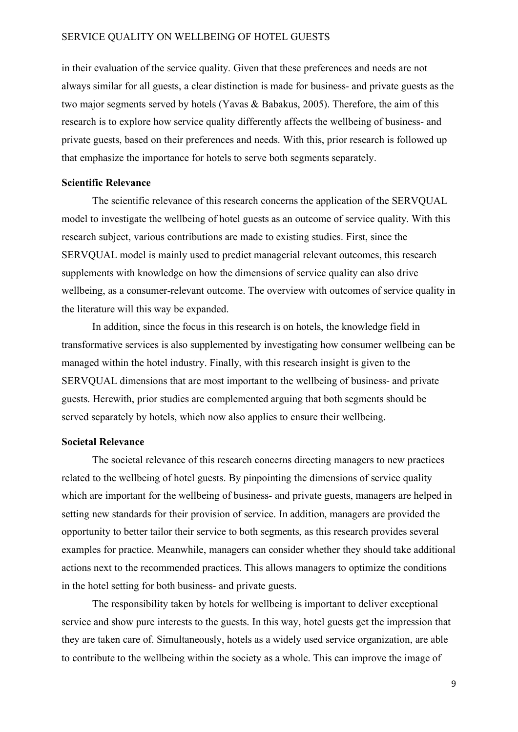in their evaluation of the service quality. Given that these preferences and needs are not always similar for all guests, a clear distinction is made for business- and private guests as the two major segments served by hotels (Yavas & Babakus, 2005). Therefore, the aim of this research is to explore how service quality differently affects the wellbeing of business- and private guests, based on their preferences and needs. With this, prior research is followed up that emphasize the importance for hotels to serve both segments separately.

### Scientific Relevance

The scientific relevance of this research concerns the application of the SERVQUAL model to investigate the wellbeing of hotel guests as an outcome of service quality. With this research subject, various contributions are made to existing studies. First, since the SERVQUAL model is mainly used to predict managerial relevant outcomes, this research supplements with knowledge on how the dimensions of service quality can also drive wellbeing, as a consumer-relevant outcome. The overview with outcomes of service quality in the literature will this way be expanded.

In addition, since the focus in this research is on hotels, the knowledge field in transformative services is also supplemented by investigating how consumer wellbeing can be managed within the hotel industry. Finally, with this research insight is given to the SERVQUAL dimensions that are most important to the wellbeing of business- and private guests. Herewith, prior studies are complemented arguing that both segments should be served separately by hotels, which now also applies to ensure their wellbeing.

### Societal Relevance

The societal relevance of this research concerns directing managers to new practices related to the wellbeing of hotel guests. By pinpointing the dimensions of service quality which are important for the wellbeing of business- and private guests, managers are helped in setting new standards for their provision of service. In addition, managers are provided the opportunity to better tailor their service to both segments, as this research provides several examples for practice. Meanwhile, managers can consider whether they should take additional actions next to the recommended practices. This allows managers to optimize the conditions in the hotel setting for both business- and private guests.

The responsibility taken by hotels for wellbeing is important to deliver exceptional service and show pure interests to the guests. In this way, hotel guests get the impression that they are taken care of. Simultaneously, hotels as a widely used service organization, are able to contribute to the wellbeing within the society as a whole. This can improve the image of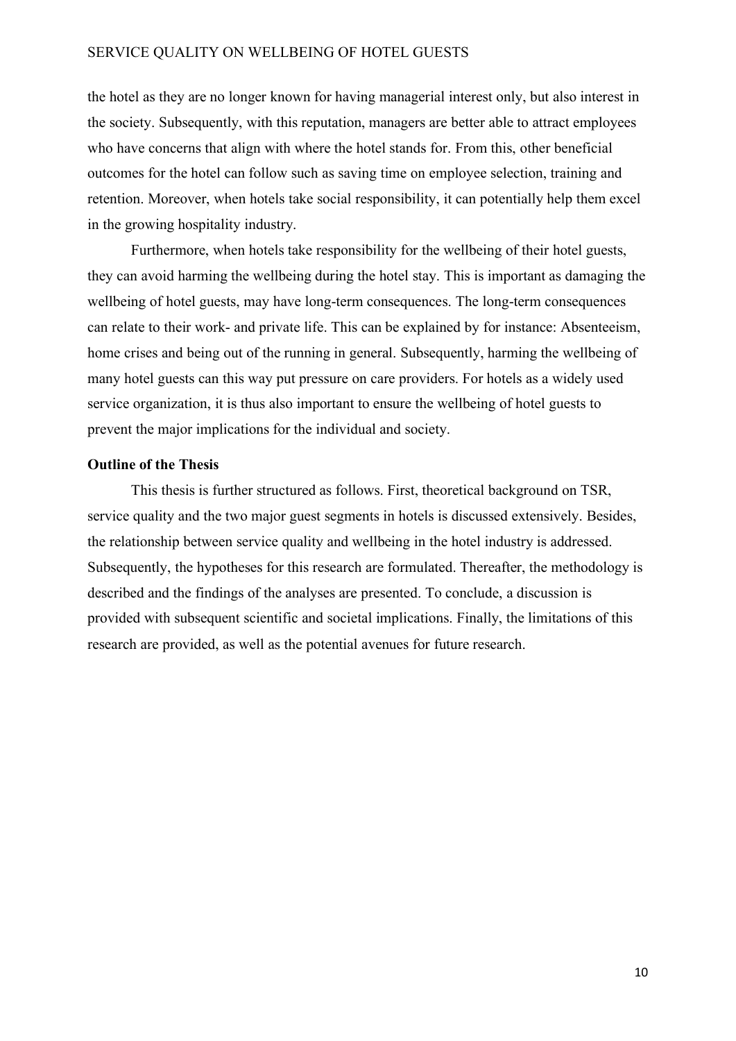the hotel as they are no longer known for having managerial interest only, but also interest in the society. Subsequently, with this reputation, managers are better able to attract employees who have concerns that align with where the hotel stands for. From this, other beneficial outcomes for the hotel can follow such as saving time on employee selection, training and retention. Moreover, when hotels take social responsibility, it can potentially help them excel in the growing hospitality industry.

Furthermore, when hotels take responsibility for the wellbeing of their hotel guests, they can avoid harming the wellbeing during the hotel stay. This is important as damaging the wellbeing of hotel guests, may have long-term consequences. The long-term consequences can relate to their work- and private life. This can be explained by for instance: Absenteeism, home crises and being out of the running in general. Subsequently, harming the wellbeing of many hotel guests can this way put pressure on care providers. For hotels as a widely used service organization, it is thus also important to ensure the wellbeing of hotel guests to prevent the major implications for the individual and society.

## Outline of the Thesis

This thesis is further structured as follows. First, theoretical background on TSR, service quality and the two major guest segments in hotels is discussed extensively. Besides, the relationship between service quality and wellbeing in the hotel industry is addressed. Subsequently, the hypotheses for this research are formulated. Thereafter, the methodology is described and the findings of the analyses are presented. To conclude, a discussion is provided with subsequent scientific and societal implications. Finally, the limitations of this research are provided, as well as the potential avenues for future research.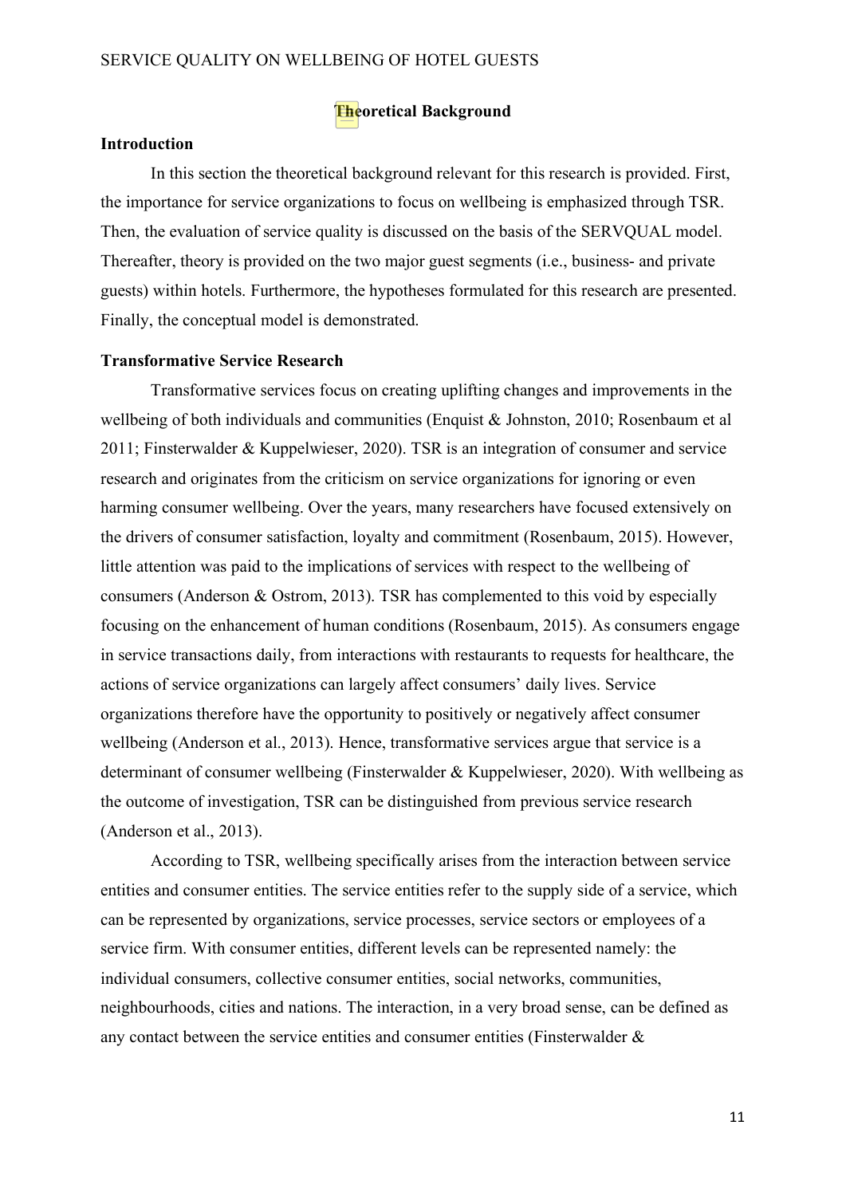## Theoretical Background

### Introduction

In this section the theoretical background relevant for this research is provided. First, the importance for service organizations to focus on wellbeing is emphasized through TSR. Then, the evaluation of service quality is discussed on the basis of the SERVQUAL model. Thereafter, theory is provided on the two major guest segments (i.e., business- and private guests) within hotels. Furthermore, the hypotheses formulated for this research are presented. Finally, the conceptual model is demonstrated.

### Transformative Service Research

Transformative services focus on creating uplifting changes and improvements in the wellbeing of both individuals and communities (Enquist & Johnston, 2010; Rosenbaum et al 2011; Finsterwalder & Kuppelwieser, 2020). TSR is an integration of consumer and service research and originates from the criticism on service organizations for ignoring or even harming consumer wellbeing. Over the years, many researchers have focused extensively on the drivers of consumer satisfaction, loyalty and commitment (Rosenbaum, 2015). However, little attention was paid to the implications of services with respect to the wellbeing of consumers (Anderson & Ostrom, 2013). TSR has complemented to this void by especially focusing on the enhancement of human conditions (Rosenbaum, 2015). As consumers engage in service transactions daily, from interactions with restaurants to requests for healthcare, the actions of service organizations can largely affect consumers' daily lives. Service organizations therefore have the opportunity to positively or negatively affect consumer wellbeing (Anderson et al., 2013). Hence, transformative services argue that service is a determinant of consumer wellbeing (Finsterwalder & Kuppelwieser, 2020). With wellbeing as the outcome of investigation, TSR can be distinguished from previous service research (Anderson et al., 2013).

According to TSR, wellbeing specifically arises from the interaction between service entities and consumer entities. The service entities refer to the supply side of a service, which can be represented by organizations, service processes, service sectors or employees of a service firm. With consumer entities, different levels can be represented namely: the individual consumers, collective consumer entities, social networks, communities, neighbourhoods, cities and nations. The interaction, in a very broad sense, can be defined as any contact between the service entities and consumer entities (Finsterwalder &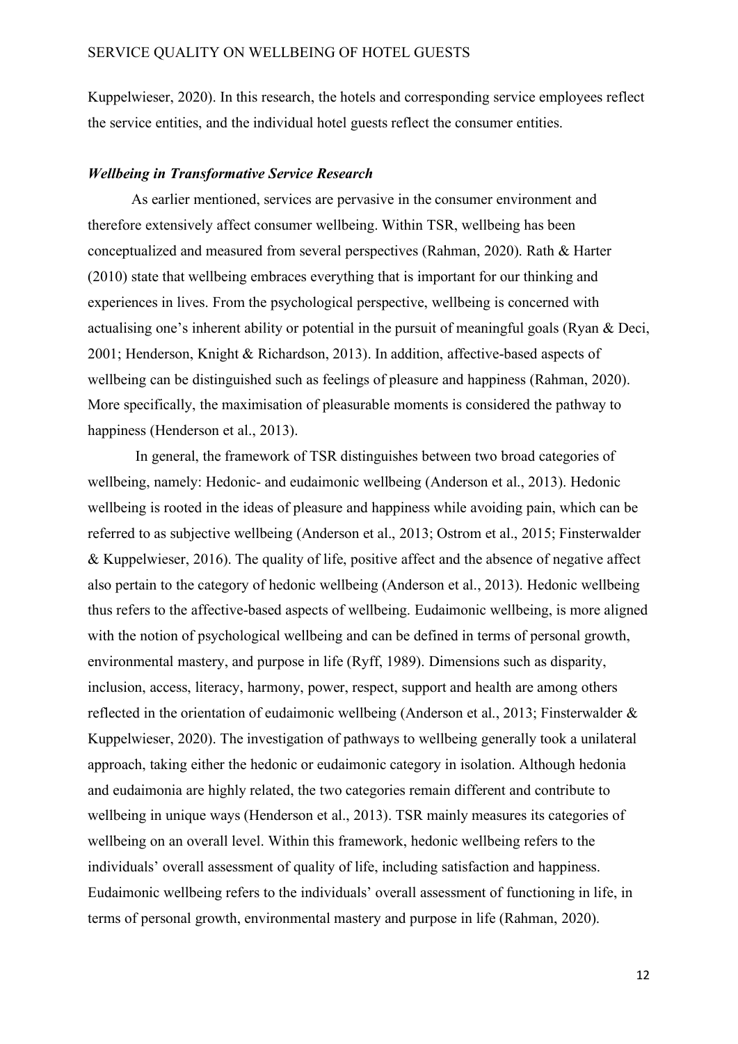Kuppelwieser, 2020). In this research, the hotels and corresponding service employees reflect the service entities, and the individual hotel guests reflect the consumer entities.

### *Wellbeing in Transformative Service Research*

As earlier mentioned, services are pervasive in the consumer environment and therefore extensively affect consumer wellbeing. Within TSR, wellbeing has been conceptualized and measured from several perspectives (Rahman, 2020). Rath & Harter (2010) state that wellbeing embraces everything that is important for our thinking and experiences in lives. From the psychological perspective, wellbeing is concerned with actualising one's inherent ability or potential in the pursuit of meaningful goals (Ryan & Deci, 2001; Henderson, Knight & Richardson, 2013). In addition, affective-based aspects of wellbeing can be distinguished such as feelings of pleasure and happiness (Rahman, 2020). More specifically, the maximisation of pleasurable moments is considered the pathway to happiness (Henderson et al., 2013).

In general, the framework of TSR distinguishes between two broad categories of wellbeing, namely: Hedonic- and eudaimonic wellbeing (Anderson et al., 2013). Hedonic wellbeing is rooted in the ideas of pleasure and happiness while avoiding pain, which can be referred to as subjective wellbeing (Anderson et al., 2013; Ostrom et al., 2015; Finsterwalder & Kuppelwieser, 2016). The quality of life, positive affect and the absence of negative affect also pertain to the category of hedonic wellbeing (Anderson et al., 2013). Hedonic wellbeing thus refers to the affective-based aspects of wellbeing. Eudaimonic wellbeing, is more aligned with the notion of psychological wellbeing and can be defined in terms of personal growth, environmental mastery, and purpose in life (Ryff, 1989). Dimensions such as disparity, inclusion, access, literacy, harmony, power, respect, support and health are among others reflected in the orientation of eudaimonic wellbeing (Anderson et al., 2013; Finsterwalder & Kuppelwieser, 2020). The investigation of pathways to wellbeing generally took a unilateral approach, taking either the hedonic or eudaimonic category in isolation. Although hedonia and eudaimonia are highly related, the two categories remain different and contribute to wellbeing in unique ways (Henderson et al., 2013). TSR mainly measures its categories of wellbeing on an overall level. Within this framework, hedonic wellbeing refers to the individuals' overall assessment of quality of life, including satisfaction and happiness. Eudaimonic wellbeing refers to the individuals' overall assessment of functioning in life, in terms of personal growth, environmental mastery and purpose in life (Rahman, 2020).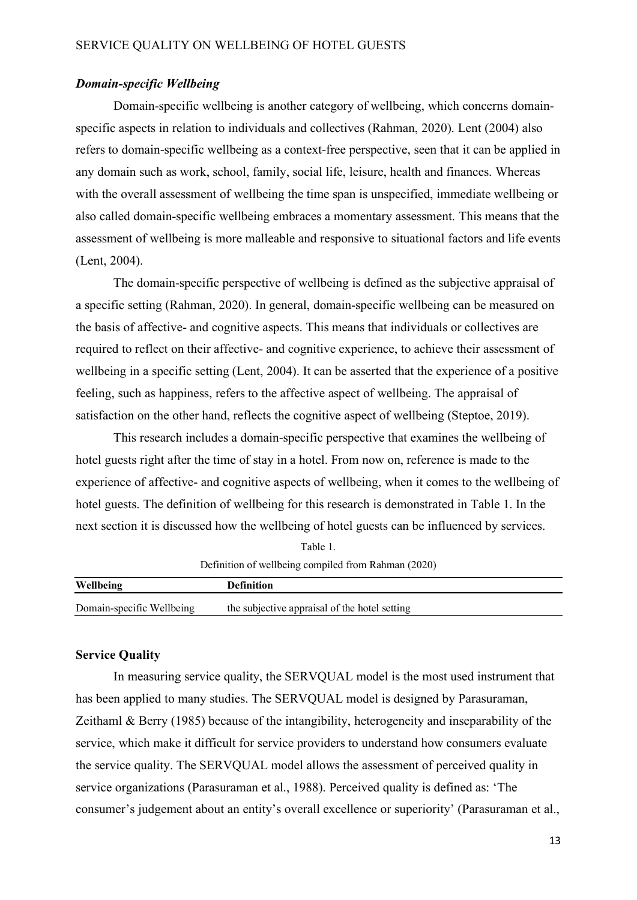### *Domain-specific Wellbeing*

Domain-specific wellbeing is another category of wellbeing, which concerns domain-specific aspects in relation to individuals and collectives (Rahman, 2020). Lent (2004) also refers to domain-specific wellbeing as a context-free perspective, seen that it can be applied in any domain such as work, school, family, social life, leisure, health and finances. Whereas with the overall assessment of wellbeing the time span is unspecified, immediate wellbeing or also called domain-specific wellbeing embraces a momentary assessment. This means that the assessment of wellbeing is more malleable and responsive to situational factors and life events (Lent, 2004).

The domain-specific perspective of wellbeing is defined as the subjective appraisal of a specific setting (Rahman, 2020). In general, domain-specific wellbeing can be measured on the basis of affective- and cognitive aspects. This means that individuals or collectives are required to reflect on their affective- and cognitive experience, to achieve their assessment of wellbeing in a specific setting (Lent, 2004). It can be asserted that the experience of a positive feeling, such as happiness, refers to the affective aspect of wellbeing. The appraisal of satisfaction on the other hand, reflects the cognitive aspect of wellbeing (Steptoe, 2019).

This research includes a domain-specific perspective that examines the wellbeing of hotel guests right after the time of stay in a hotel. From now on, reference is made to the experience of affective- and cognitive aspects of wellbeing, when it comes to the wellbeing of hotel guests. The definition of wellbeing for this research is demonstrated in Table 1. In the next section it is discussed how the wellbeing of hotel guests can be influenced by services.

Table 1.

Definition of wellbeing compiled from Rahman (2020)

| Wellbeing | Definition |
|---|---|
| Domain-specific Wellbeing | the subjective appraisal of the hotel setting |

## Service Quality

In measuring service quality, the SERVQUAL model is the most used instrument that has been applied to many studies. The SERVQUAL model is designed by Parasuraman, Zeithaml & Berry (1985) because of the intangibility, heterogeneity and inseparability of the service, which make it difficult for service providers to understand how consumers evaluate the service quality. The SERVQUAL model allows the assessment of perceived quality in service organizations (Parasuraman et al., 1988). Perceived quality is defined as: 'The consumer's judgement about an entity's overall excellence or superiority' (Parasuraman et al.,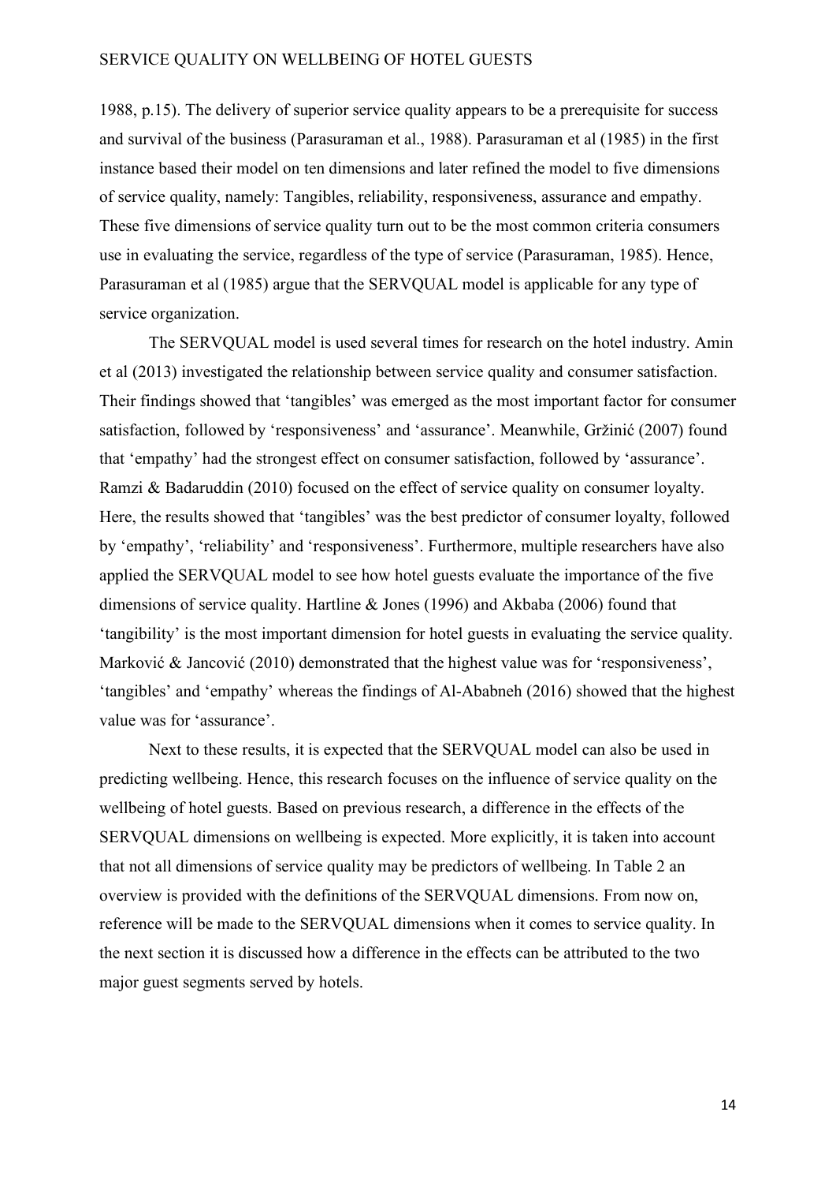1988, p.15). The delivery of superior service quality appears to be a prerequisite for success and survival of the business (Parasuraman et al., 1988). Parasuraman et al (1985) in the first instance based their model on ten dimensions and later refined the model to five dimensions of service quality, namely: Tangibles, reliability, responsiveness, assurance and empathy. These five dimensions of service quality turn out to be the most common criteria consumers use in evaluating the service, regardless of the type of service (Parasuraman, 1985). Hence, Parasuraman et al (1985) argue that the SERVQUAL model is applicable for any type of service organization.

The SERVQUAL model is used several times for research on the hotel industry. Amin et al (2013) investigated the relationship between service quality and consumer satisfaction. Their findings showed that 'tangibles' was emerged as the most important factor for consumer satisfaction, followed by 'responsiveness' and 'assurance'. Meanwhile, Gržinić (2007) found that 'empathy' had the strongest effect on consumer satisfaction, followed by 'assurance'. Ramzi & Badaruddin (2010) focused on the effect of service quality on consumer loyalty. Here, the results showed that 'tangibles' was the best predictor of consumer loyalty, followed by 'empathy', 'reliability' and 'responsiveness'. Furthermore, multiple researchers have also applied the SERVQUAL model to see how hotel guests evaluate the importance of the five dimensions of service quality. Hartline & Jones (1996) and Akbaba (2006) found that 'tangibility' is the most important dimension for hotel guests in evaluating the service quality. Marković & Jancović (2010) demonstrated that the highest value was for 'responsiveness', 'tangibles' and 'empathy' whereas the findings of Al-Ababneh (2016) showed that the highest value was for 'assurance'.

Next to these results, it is expected that the SERVQUAL model can also be used in predicting wellbeing. Hence, this research focuses on the influence of service quality on the wellbeing of hotel guests. Based on previous research, a difference in the effects of the SERVQUAL dimensions on wellbeing is expected. More explicitly, it is taken into account that not all dimensions of service quality may be predictors of wellbeing. In Table 2 an overview is provided with the definitions of the SERVQUAL dimensions. From now on, reference will be made to the SERVQUAL dimensions when it comes to service quality. In the next section it is discussed how a difference in the effects can be attributed to the two major guest segments served by hotels.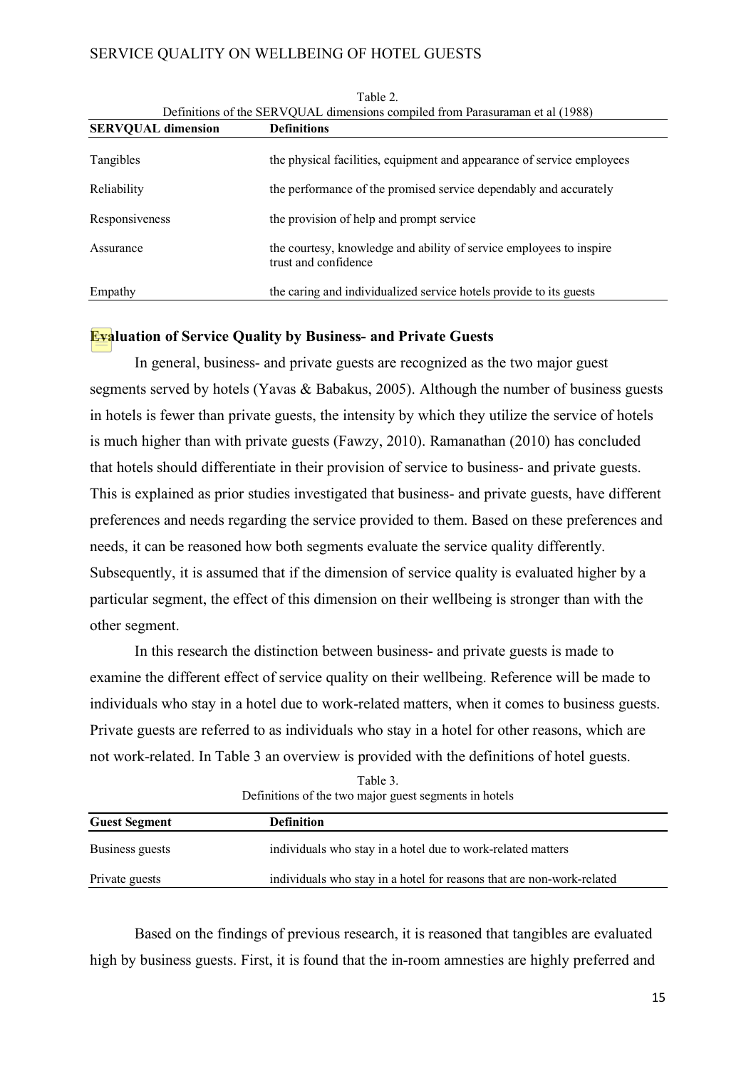Table 2.
Definitions of the SERVQUAL dimensions compiled from Parasuraman et al (1988)

| SERVQUAL dimension | Definitions |
|---|---|
| Tangibles | the physical facilities, equipment and appearance of service employees |
| Reliability | the performance of the promised service dependably and accurately |
| Responsiveness | the provision of help and prompt service |
| Assurance | the courtesy, knowledge and ability of service employees to inspire trust and confidence |
| Empathy | the caring and individualized service hotels provide to its guests |

**Evaluation of Service Quality by Business- and Private Guests**

In general, business- and private guests are recognized as the two major guest segments served by hotels (Yavas & Babakus, 2005). Although the number of business guests in hotels is fewer than private guests, the intensity by which they utilize the service of hotels is much higher than with private guests (Fawzy, 2010). Ramanathan (2010) has concluded that hotels should differentiate in their provision of service to business- and private guests. This is explained as prior studies investigated that business- and private guests, have different preferences and needs regarding the service provided to them. Based on these preferences and needs, it can be reasoned how both segments evaluate the service quality differently. Subsequently, it is assumed that if the dimension of service quality is evaluated higher by a particular segment, the effect of this dimension on their wellbeing is stronger than with the other segment.

In this research the distinction between business- and private guests is made to examine the different effect of service quality on their wellbeing. Reference will be made to individuals who stay in a hotel due to work-related matters, when it comes to business guests. Private guests are referred to as individuals who stay in a hotel for other reasons, which are not work-related. In Table 3 an overview is provided with the definitions of hotel guests.

Table 3.
Definitions of the two major guest segments in hotels

| Guest Segment | Definition |
|---|---|
| Business guests | individuals who stay in a hotel due to work-related matters |
| Private guests | individuals who stay in a hotel for reasons that are non-work-related |

Based on the findings of previous research, it is reasoned that tangibles are evaluated high by business guests. First, it is found that the in-room amnesties are highly preferred and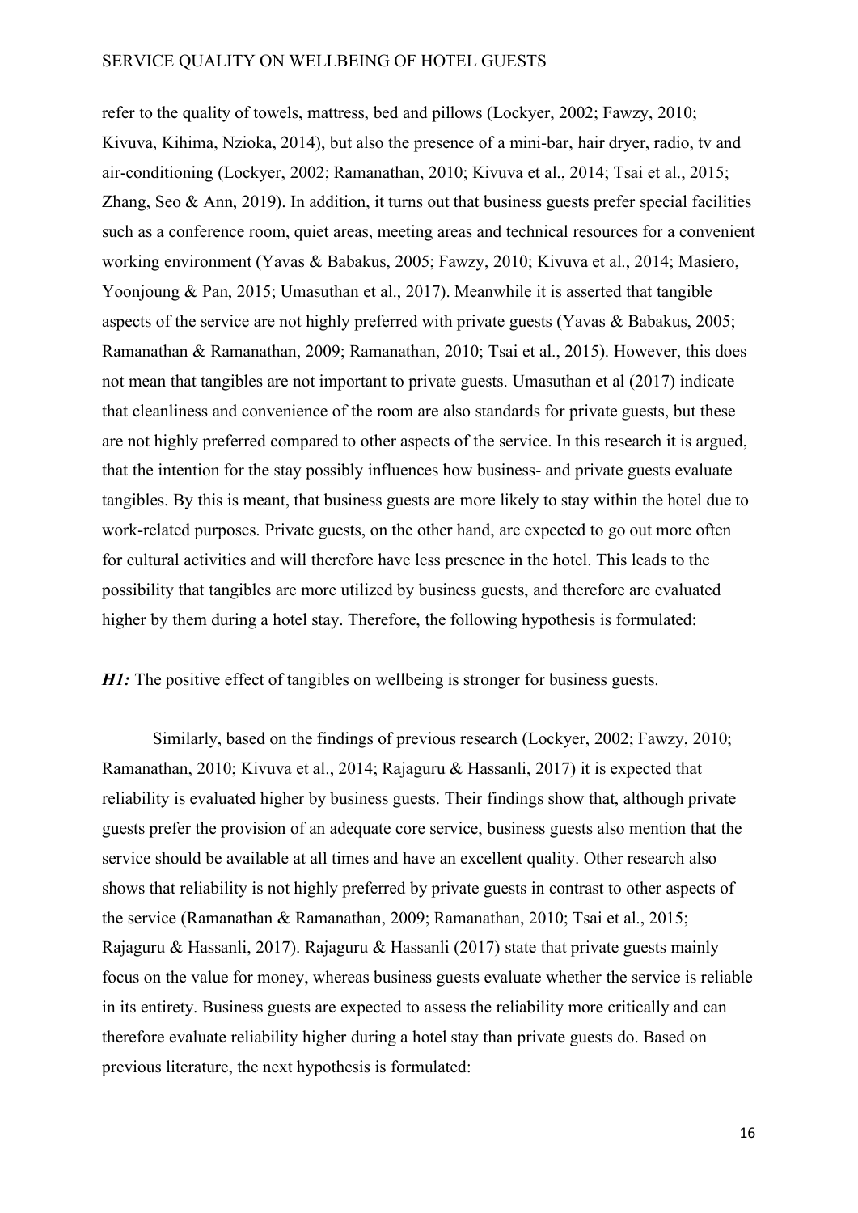refer to the quality of towels, mattress, bed and pillows (Lockyer, 2002; Fawzy, 2010; Kivuva, Kihima, Nzioka, 2014), but also the presence of a mini-bar, hair dryer, radio, tv and air-conditioning (Lockyer, 2002; Ramanathan, 2010; Kivuva et al., 2014; Tsai et al., 2015; Zhang, Seo & Ann, 2019). In addition, it turns out that business guests prefer special facilities such as a conference room, quiet areas, meeting areas and technical resources for a convenient working environment (Yavas & Babakus, 2005; Fawzy, 2010; Kivuva et al., 2014; Masiero, Yoonjoung & Pan, 2015; Umasuthan et al., 2017). Meanwhile it is asserted that tangible aspects of the service are not highly preferred with private guests (Yavas & Babakus, 2005; Ramanathan & Ramanathan, 2009; Ramanathan, 2010; Tsai et al., 2015). However, this does not mean that tangibles are not important to private guests. Umasuthan et al (2017) indicate that cleanliness and convenience of the room are also standards for private guests, but these are not highly preferred compared to other aspects of the service. In this research it is argued, that the intention for the stay possibly influences how business- and private guests evaluate tangibles. By this is meant, that business guests are more likely to stay within the hotel due to work-related purposes. Private guests, on the other hand, are expected to go out more often for cultural activities and will therefore have less presence in the hotel. This leads to the possibility that tangibles are more utilized by business guests, and therefore are evaluated higher by them during a hotel stay. Therefore, the following hypothesis is formulated:

***H1:*** The positive effect of tangibles on wellbeing is stronger for business guests.

Similarly, based on the findings of previous research (Lockyer, 2002; Fawzy, 2010; Ramanathan, 2010; Kivuva et al., 2014; Rajaguru & Hassanli, 2017) it is expected that reliability is evaluated higher by business guests. Their findings show that, although private guests prefer the provision of an adequate core service, business guests also mention that the service should be available at all times and have an excellent quality. Other research also shows that reliability is not highly preferred by private guests in contrast to other aspects of the service (Ramanathan & Ramanathan, 2009; Ramanathan, 2010; Tsai et al., 2015; Rajaguru & Hassanli, 2017). Rajaguru & Hassanli (2017) state that private guests mainly focus on the value for money, whereas business guests evaluate whether the service is reliable in its entirety. Business guests are expected to assess the reliability more critically and can therefore evaluate reliability higher during a hotel stay than private guests do. Based on previous literature, the next hypothesis is formulated: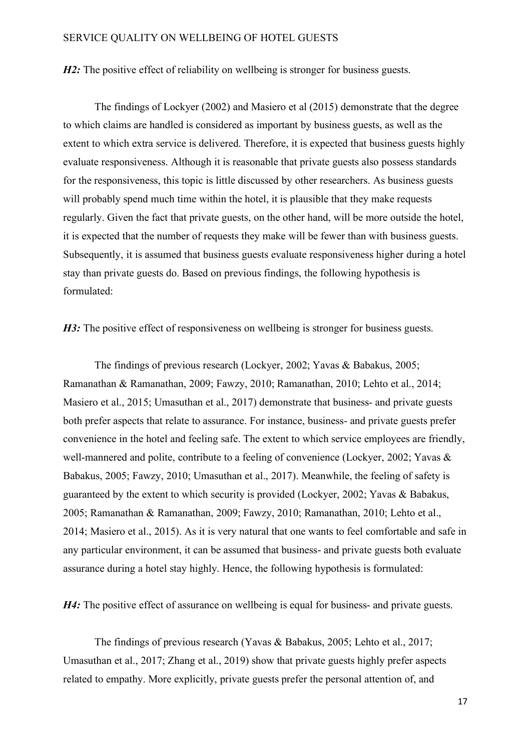***H2:*** The positive effect of reliability on wellbeing is stronger for business guests.

The findings of Lockyer (2002) and Masiero et al (2015) demonstrate that the degree to which claims are handled is considered as important by business guests, as well as the extent to which extra service is delivered. Therefore, it is expected that business guests highly evaluate responsiveness. Although it is reasonable that private guests also possess standards for the responsiveness, this topic is little discussed by other researchers. As business guests will probably spend much time within the hotel, it is plausible that they make requests regularly. Given the fact that private guests, on the other hand, will be more outside the hotel, it is expected that the number of requests they make will be fewer than with business guests. Subsequently, it is assumed that business guests evaluate responsiveness higher during a hotel stay than private guests do. Based on previous findings, the following hypothesis is formulated:

***H3:*** The positive effect of responsiveness on wellbeing is stronger for business guests.

The findings of previous research (Lockyer, 2002; Yavas & Babakus, 2005; Ramanathan & Ramanathan, 2009; Fawzy, 2010; Ramanathan, 2010; Lehto et al., 2014; Masiero et al., 2015; Umasuthan et al., 2017) demonstrate that business- and private guests both prefer aspects that relate to assurance. For instance, business- and private guests prefer convenience in the hotel and feeling safe. The extent to which service employees are friendly, well-mannered and polite, contribute to a feeling of convenience (Lockyer, 2002; Yavas & Babakus, 2005; Fawzy, 2010; Umasuthan et al., 2017). Meanwhile, the feeling of safety is guaranteed by the extent to which security is provided (Lockyer, 2002; Yavas & Babakus, 2005; Ramanathan & Ramanathan, 2009; Fawzy, 2010; Ramanathan, 2010; Lehto et al., 2014; Masiero et al., 2015). As it is very natural that one wants to feel comfortable and safe in any particular environment, it can be assumed that business- and private guests both evaluate assurance during a hotel stay highly. Hence, the following hypothesis is formulated:

***H4:*** The positive effect of assurance on wellbeing is equal for business- and private guests.

The findings of previous research (Yavas & Babakus, 2005; Lehto et al., 2017; Umasuthan et al., 2017; Zhang et al., 2019) show that private guests highly prefer aspects related to empathy. More explicitly, private guests prefer the personal attention of, and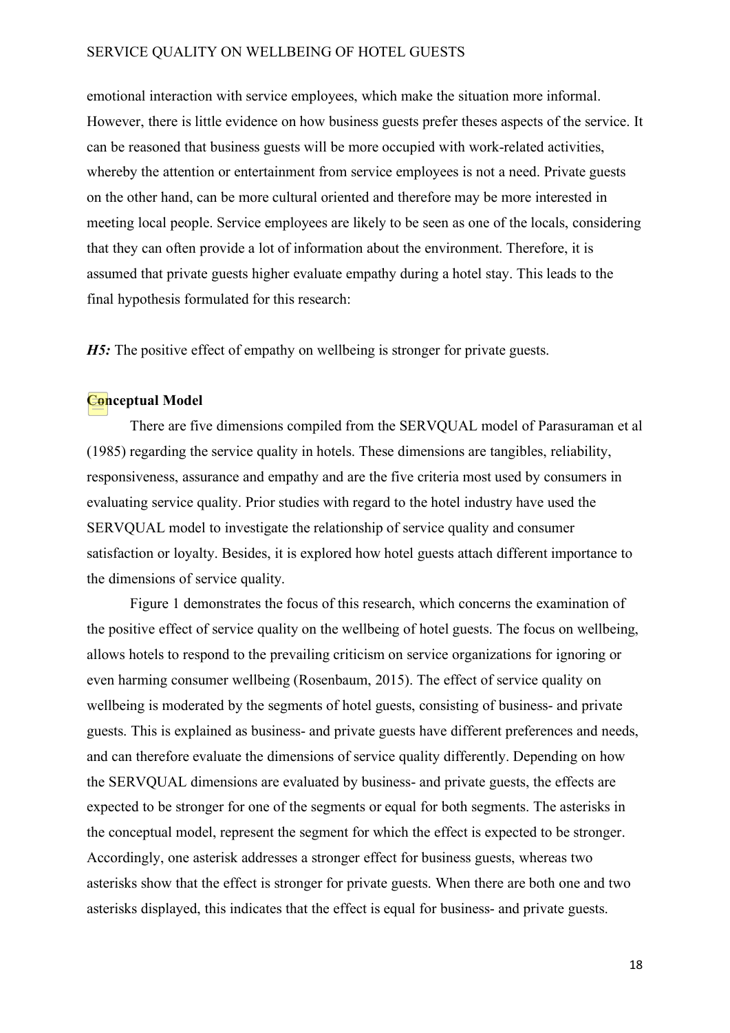emotional interaction with service employees, which make the situation more informal. However, there is little evidence on how business guests prefer theses aspects of the service. It can be reasoned that business guests will be more occupied with work-related activities, whereby the attention or entertainment from service employees is not a need. Private guests on the other hand, can be more cultural oriented and therefore may be more interested in meeting local people. Service employees are likely to be seen as one of the locals, considering that they can often provide a lot of information about the environment. Therefore, it is assumed that private guests higher evaluate empathy during a hotel stay. This leads to the final hypothesis formulated for this research:

***H5:*** The positive effect of empathy on wellbeing is stronger for private guests.

## Conceptual Model

There are five dimensions compiled from the SERVQUAL model of Parasuraman et al (1985) regarding the service quality in hotels. These dimensions are tangibles, reliability, responsiveness, assurance and empathy and are the five criteria most used by consumers in evaluating service quality. Prior studies with regard to the hotel industry have used the SERVQUAL model to investigate the relationship of service quality and consumer satisfaction or loyalty. Besides, it is explored how hotel guests attach different importance to the dimensions of service quality.

Figure 1 demonstrates the focus of this research, which concerns the examination of the positive effect of service quality on the wellbeing of hotel guests. The focus on wellbeing, allows hotels to respond to the prevailing criticism on service organizations for ignoring or even harming consumer wellbeing (Rosenbaum, 2015). The effect of service quality on wellbeing is moderated by the segments of hotel guests, consisting of business- and private guests. This is explained as business- and private guests have different preferences and needs, and can therefore evaluate the dimensions of service quality differently. Depending on how the SERVQUAL dimensions are evaluated by business- and private guests, the effects are expected to be stronger for one of the segments or equal for both segments. The asterisks in the conceptual model, represent the segment for which the effect is expected to be stronger. Accordingly, one asterisk addresses a stronger effect for business guests, whereas two asterisks show that the effect is stronger for private guests. When there are both one and two asterisks displayed, this indicates that the effect is equal for business- and private guests.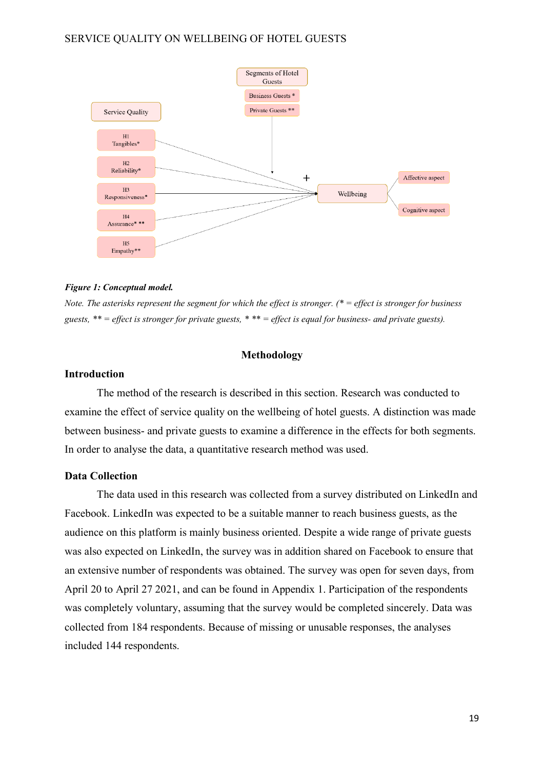***Figure 1: Conceptual model.***

*Note. The asterisks represent the segment for which the effect is stronger. (* = effect is stronger for business guests, ** = effect is stronger for private guests, * ** = effect is equal for business- and private guests).*

# Methodology

## Introduction

The method of the research is described in this section. Research was conducted to examine the effect of service quality on the wellbeing of hotel guests. A distinction was made between business- and private guests to examine a difference in the effects for both segments. In order to analyse the data, a quantitative research method was used.

## Data Collection

The data used in this research was collected from a survey distributed on LinkedIn and Facebook. LinkedIn was expected to be a suitable manner to reach business guests, as the audience on this platform is mainly business oriented. Despite a wide range of private guests was also expected on LinkedIn, the survey was in addition shared on Facebook to ensure that an extensive number of respondents was obtained. The survey was open for seven days, from April 20 to April 27 2021, and can be found in Appendix 1. Participation of the respondents was completely voluntary, assuming that the survey would be completed sincerely. Data was collected from 184 respondents. Because of missing or unusable responses, the analyses included 144 respondents.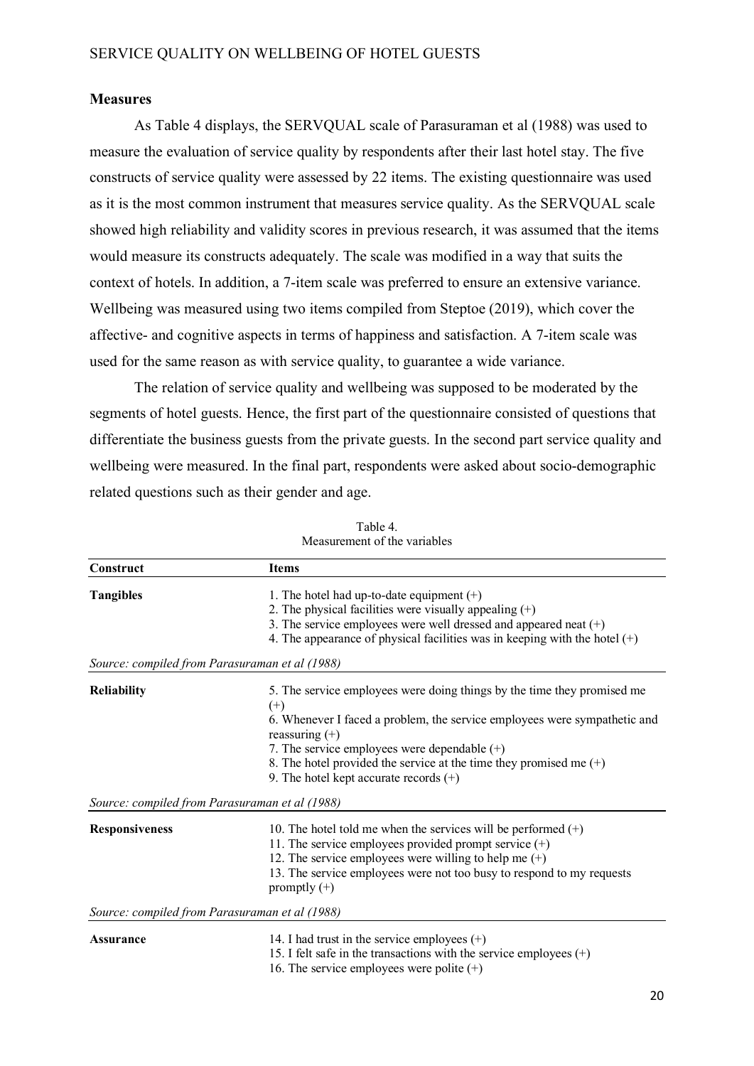## Measures

As Table 4 displays, the SERVQUAL scale of Parasuraman et al (1988) was used to measure the evaluation of service quality by respondents after their last hotel stay. The five constructs of service quality were assessed by 22 items. The existing questionnaire was used as it is the most common instrument that measures service quality. As the SERVQUAL scale showed high reliability and validity scores in previous research, it was assumed that the items would measure its constructs adequately. The scale was modified in a way that suits the context of hotels. In addition, a 7-item scale was preferred to ensure an extensive variance. Wellbeing was measured using two items compiled from Steptoe (2019), which cover the affective- and cognitive aspects in terms of happiness and satisfaction. A 7-item scale was used for the same reason as with service quality, to guarantee a wide variance.

The relation of service quality and wellbeing was supposed to be moderated by the segments of hotel guests. Hence, the first part of the questionnaire consisted of questions that differentiate the business guests from the private guests. In the second part service quality and wellbeing were measured. In the final part, respondents were asked about socio-demographic related questions such as their gender and age.

Table 4.
Measurement of the variables

| Construct | Items |
|---|---|
| **Tangibles** | 1. The hotel had up-to-date equipment (+)<br>2. The physical facilities were visually appealing (+)<br>3. The service employees were well dressed and appeared neat (+)<br>4. The appearance of physical facilities was in keeping with the hotel (+) |
| *Source: compiled from Parasuraman et al (1988)* | |
| **Reliability** | 5. The service employees were doing things by the time they promised me (+)<br>6. Whenever I faced a problem, the service employees were sympathetic and reassuring (+)<br>7. The service employees were dependable (+)<br>8. The hotel provided the service at the time they promised me (+)<br>9. The hotel kept accurate records (+) |
| *Source: compiled from Parasuraman et al (1988)* | |
| **Responsiveness** | 10. The hotel told me when the services will be performed (+)<br>11. The service employees provided prompt service (+)<br>12. The service employees were willing to help me (+)<br>13. The service employees were not too busy to respond to my requests promptly (+) |
| *Source: compiled from Parasuraman et al (1988)* | |
| **Assurance** | 14. I had trust in the service employees (+)<br>15. I felt safe in the transactions with the service employees (+)<br>16. The service employees were polite (+) |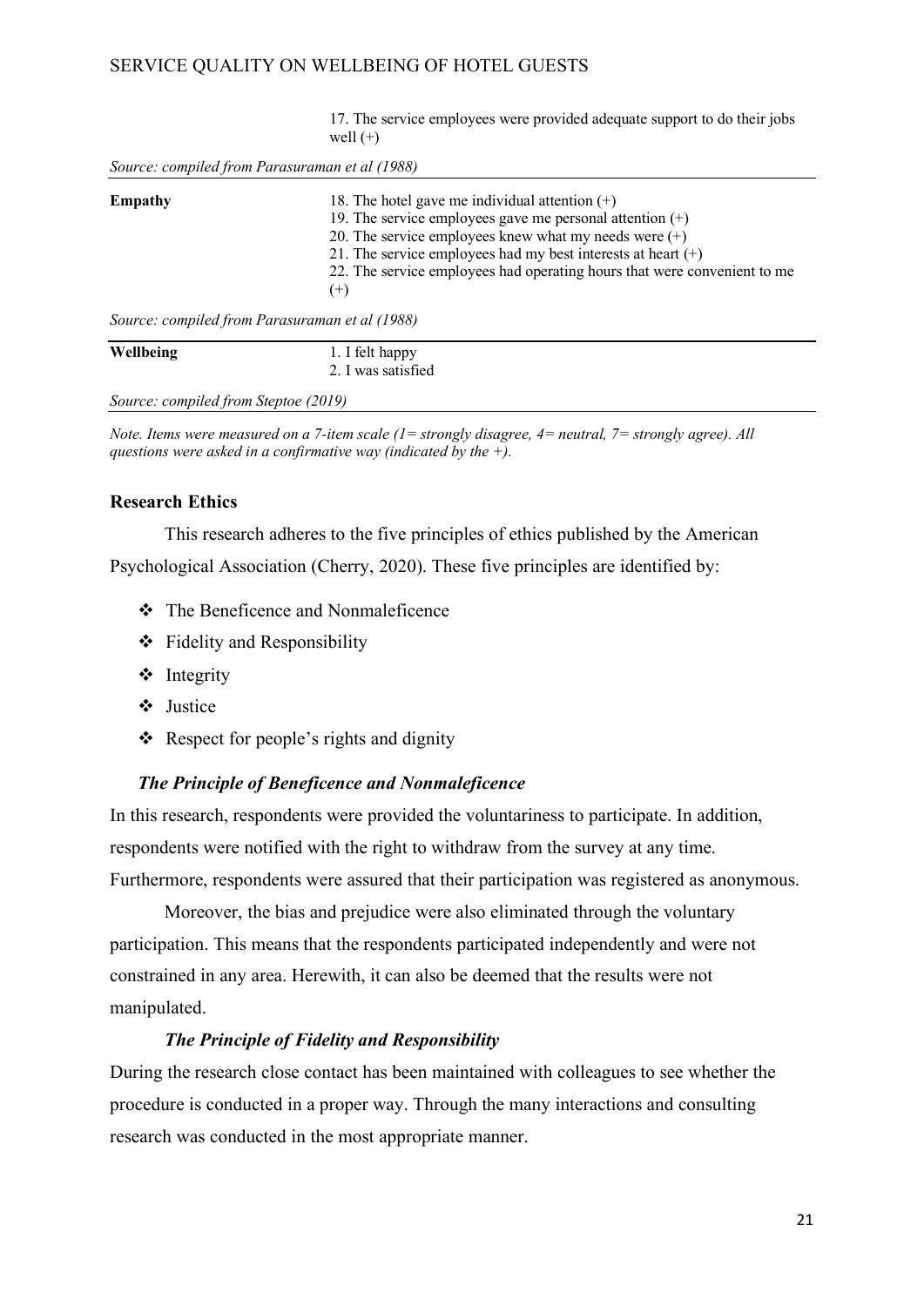| | |
|---|---|
| | 17. The service employees were provided adequate support to do their jobs well (+) |

*Source: compiled from Parasuraman et al (1988)*

| | |
|---|---|
| **Empathy** | 18. The hotel gave me individual attention (+)<br>19. The service employees gave me personal attention (+)<br>20. The service employees knew what my needs were (+)<br>21. The service employees had my best interests at heart (+)<br>22. The service employees had operating hours that were convenient to me (+) |

*Source: compiled from Parasuraman et al (1988)*

| | |
|---|---|
| **Wellbeing** | 1. I felt happy<br>2. I was satisfied |

*Source: compiled from Steptoe (2019)*

*Note. Items were measured on a 7-item scale (1= strongly disagree, 4= neutral, 7= strongly agree). All questions were asked in a confirmative way (indicated by the +).*

## Research Ethics

This research adheres to the five principles of ethics published by the American Psychological Association (Cherry, 2020). These five principles are identified by:

- The Beneficence and Nonmaleficence
- Fidelity and Responsibility
- Integrity
- Justice
- Respect for people's rights and dignity

### *The Principle of Beneficence and Nonmaleficence*

In this research, respondents were provided the voluntariness to participate. In addition, respondents were notified with the right to withdraw from the survey at any time. Furthermore, respondents were assured that their participation was registered as anonymous.

Moreover, the bias and prejudice were also eliminated through the voluntary participation. This means that the respondents participated independently and were not constrained in any area. Herewith, it can also be deemed that the results were not manipulated.

### *The Principle of Fidelity and Responsibility*

During the research close contact has been maintained with colleagues to see whether the procedure is conducted in a proper way. Through the many interactions and consulting research was conducted in the most appropriate manner.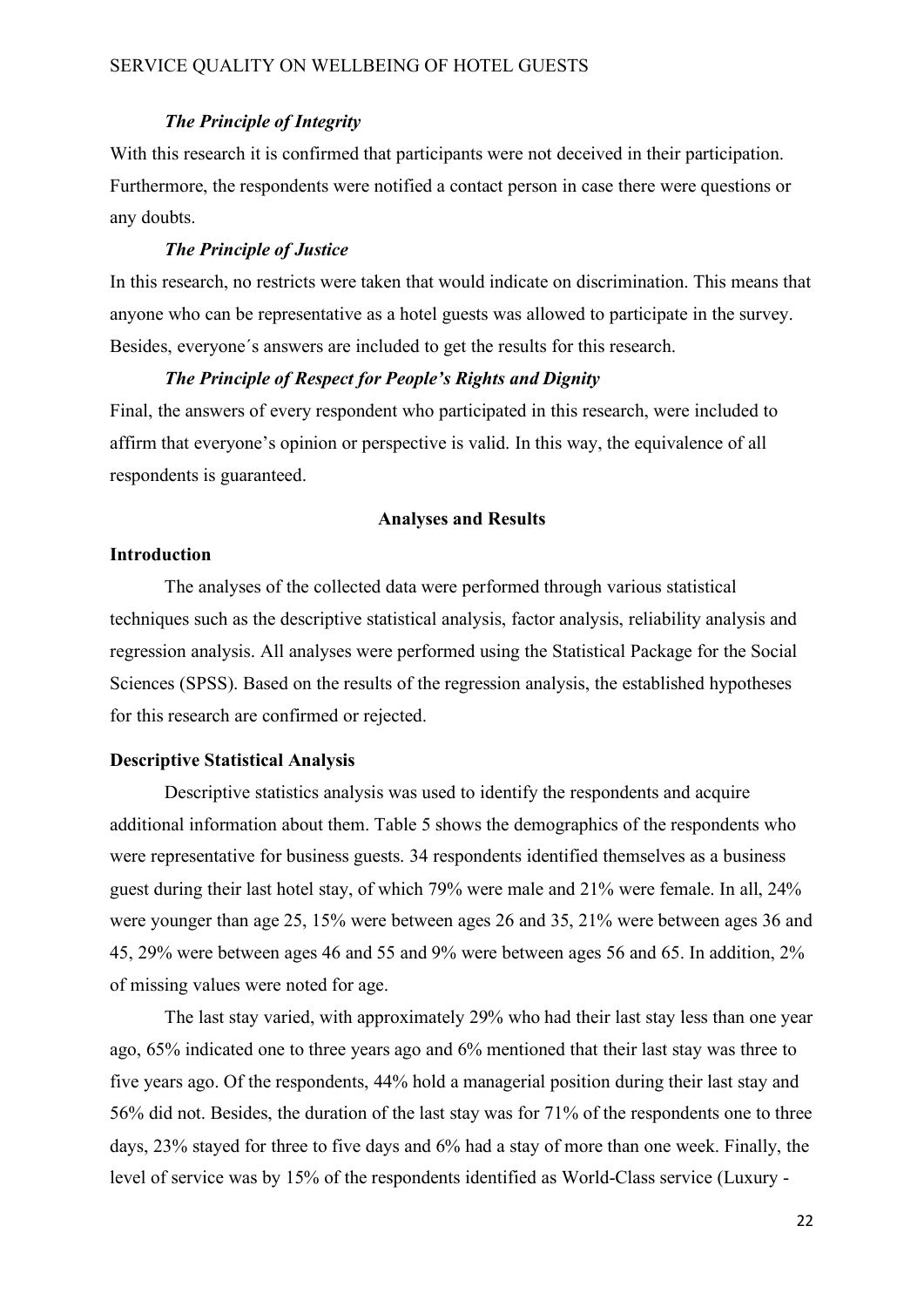#### *The Principle of Integrity*

With this research it is confirmed that participants were not deceived in their participation. Furthermore, the respondents were notified a contact person in case there were questions or any doubts.

#### *The Principle of Justice*

In this research, no restricts were taken that would indicate on discrimination. This means that anyone who can be representative as a hotel guests was allowed to participate in the survey. Besides, everyone´s answers are included to get the results for this research.

#### *The Principle of Respect for People's Rights and Dignity*

Final, the answers of every respondent who participated in this research, were included to affirm that everyone's opinion or perspective is valid. In this way, the equivalence of all respondents is guaranteed.

## Analyses and Results

### Introduction

The analyses of the collected data were performed through various statistical techniques such as the descriptive statistical analysis, factor analysis, reliability analysis and regression analysis. All analyses were performed using the Statistical Package for the Social Sciences (SPSS). Based on the results of the regression analysis, the established hypotheses for this research are confirmed or rejected.

### Descriptive Statistical Analysis

Descriptive statistics analysis was used to identify the respondents and acquire additional information about them. Table 5 shows the demographics of the respondents who were representative for business guests. 34 respondents identified themselves as a business guest during their last hotel stay, of which 79% were male and 21% were female. In all, 24% were younger than age 25, 15% were between ages 26 and 35, 21% were between ages 36 and 45, 29% were between ages 46 and 55 and 9% were between ages 56 and 65. In addition, 2% of missing values were noted for age.

The last stay varied, with approximately 29% who had their last stay less than one year ago, 65% indicated one to three years ago and 6% mentioned that their last stay was three to five years ago. Of the respondents, 44% hold a managerial position during their last stay and 56% did not. Besides, the duration of the last stay was for 71% of the respondents one to three days, 23% stayed for three to five days and 6% had a stay of more than one week. Finally, the level of service was by 15% of the respondents identified as World-Class service (Luxury -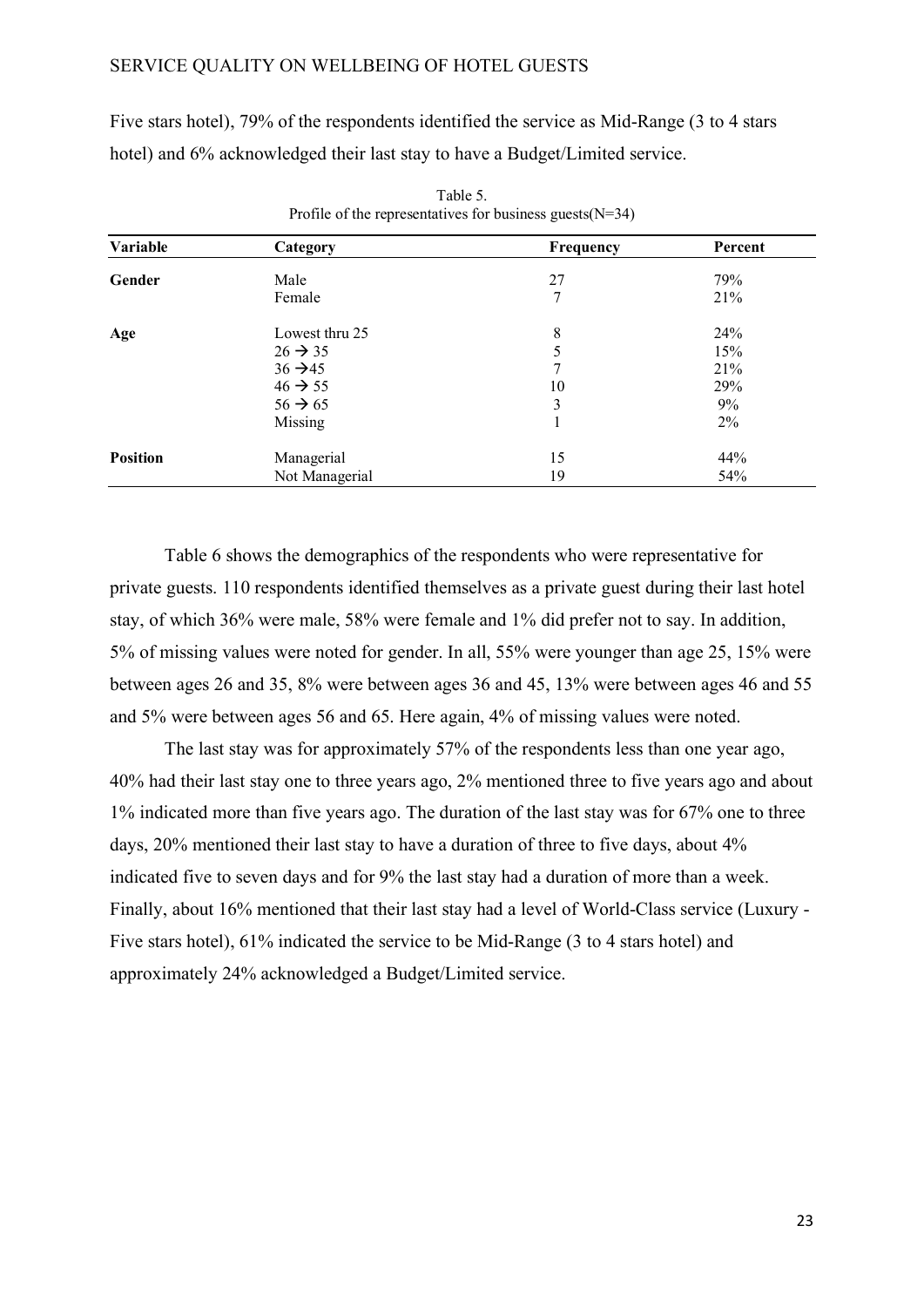Five stars hotel), 79% of the respondents identified the service as Mid-Range (3 to 4 stars hotel) and 6% acknowledged their last stay to have a Budget/Limited service.

Table 5.
Profile of the representatives for business guests(N=34)

| Variable | Category | Frequency | Percent |
|---|---|---|---|
| **Gender** | Male | 27 | 79% |
| | Female | 7 | 21% |
| **Age** | Lowest thru 25 | 8 | 24% |
| | 26 → 35 | 5 | 15% |
| | 36 →45 | 7 | 21% |
| | 46 → 55 | 10 | 29% |
| | 56 → 65 | 3 | 9% |
| | Missing | 1 | 2% |
| **Position** | Managerial | 15 | 44% |
| | Not Managerial | 19 | 54% |

Table 6 shows the demographics of the respondents who were representative for private guests. 110 respondents identified themselves as a private guest during their last hotel stay, of which 36% were male, 58% were female and 1% did prefer not to say. In addition, 5% of missing values were noted for gender. In all, 55% were younger than age 25, 15% were between ages 26 and 35, 8% were between ages 36 and 45, 13% were between ages 46 and 55 and 5% were between ages 56 and 65. Here again, 4% of missing values were noted.

The last stay was for approximately 57% of the respondents less than one year ago, 40% had their last stay one to three years ago, 2% mentioned three to five years ago and about 1% indicated more than five years ago. The duration of the last stay was for 67% one to three days, 20% mentioned their last stay to have a duration of three to five days, about 4% indicated five to seven days and for 9% the last stay had a duration of more than a week. Finally, about 16% mentioned that their last stay had a level of World-Class service (Luxury - Five stars hotel), 61% indicated the service to be Mid-Range (3 to 4 stars hotel) and approximately 24% acknowledged a Budget/Limited service.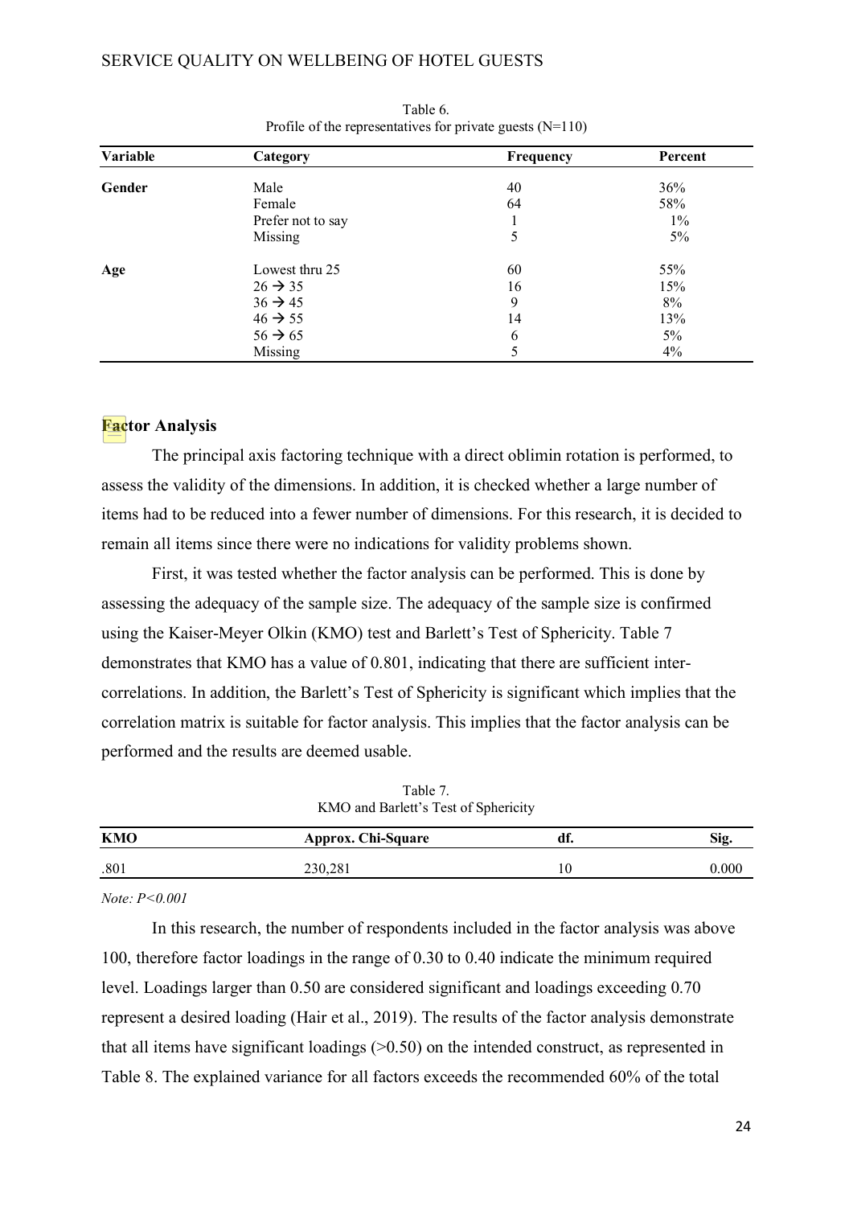Table 6.
Profile of the representatives for private guests (N=110)

| Variable | Category | Frequency | Percent |
|---|---|---|---|
| **Gender** | Male | 40 | 36% |
| | Female | 64 | 58% |
| | Prefer not to say | 1 | 1% |
| | Missing | 5 | 5% |
| **Age** | Lowest thru 25 | 60 | 55% |
| | 26 → 35 | 16 | 15% |
| | 36 → 45 | 9 | 8% |
| | 46 → 55 | 14 | 13% |
| | 56 → 65 | 6 | 5% |
| | Missing | 5 | 4% |

## Factor Analysis

The principal axis factoring technique with a direct oblimin rotation is performed, to assess the validity of the dimensions. In addition, it is checked whether a large number of items had to be reduced into a fewer number of dimensions. For this research, it is decided to remain all items since there were no indications for validity problems shown.

First, it was tested whether the factor analysis can be performed. This is done by assessing the adequacy of the sample size. The adequacy of the sample size is confirmed using the Kaiser-Meyer Olkin (KMO) test and Barlett's Test of Sphericity. Table 7 demonstrates that KMO has a value of 0.801, indicating that there are sufficient inter-correlations. In addition, the Barlett's Test of Sphericity is significant which implies that the correlation matrix is suitable for factor analysis. This implies that the factor analysis can be performed and the results are deemed usable.

Table 7.
KMO and Barlett's Test of Sphericity

| KMO | Approx. Chi-Square | df. | Sig. |
|---|---|---|---|
| .801 | 230,281 | 10 | 0.000 |

*Note: P<0.001*

In this research, the number of respondents included in the factor analysis was above 100, therefore factor loadings in the range of 0.30 to 0.40 indicate the minimum required level. Loadings larger than 0.50 are considered significant and loadings exceeding 0.70 represent a desired loading (Hair et al., 2019). The results of the factor analysis demonstrate that all items have significant loadings (>0.50) on the intended construct, as represented in Table 8. The explained variance for all factors exceeds the recommended 60% of the total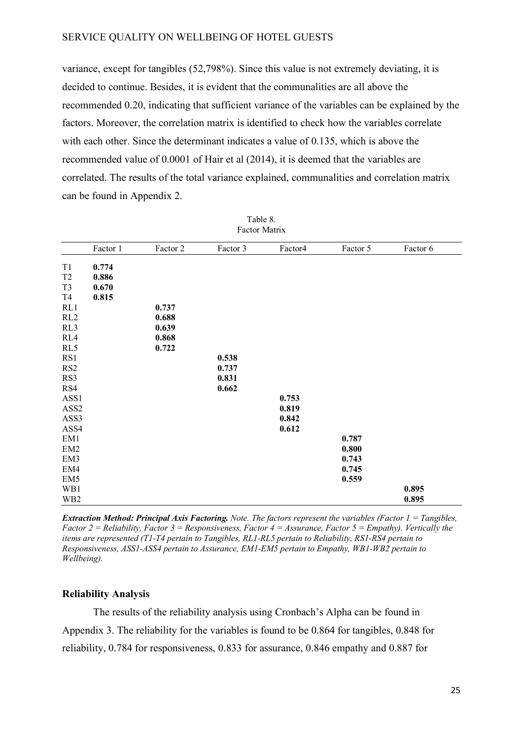variance, except for tangibles (52,798%). Since this value is not extremely deviating, it is decided to continue. Besides, it is evident that the communalities are all above the recommended 0.20, indicating that sufficient variance of the variables can be explained by the factors. Moreover, the correlation matrix is identified to check how the variables correlate with each other. Since the determinant indicates a value of 0.135, which is above the recommended value of 0.0001 of Hair et al (2014), it is deemed that the variables are correlated. The results of the total variance explained, communalities and correlation matrix can be found in Appendix 2.

Table 8.
Factor Matrix

| | Factor 1 | Factor 2 | Factor 3 | Factor4 | Factor 5 | Factor 6 |
|---|---|---|---|---|---|---|
| T1 | **0.774** | | | | | |
| T2 | **0.886** | | | | | |
| T3 | **0.670** | | | | | |
| T4 | **0.815** | | | | | |
| RL1 | | **0.737** | | | | |
| RL2 | | **0.688** | | | | |
| RL3 | | **0.639** | | | | |
| RL4 | | **0.868** | | | | |
| RL5 | | **0.722** | | | | |
| RS1 | | | **0.538** | | | |
| RS2 | | | **0.737** | | | |
| RS3 | | | **0.831** | | | |
| RS4 | | | **0.662** | | | |
| ASS1 | | | | **0.753** | | |
| ASS2 | | | | **0.819** | | |
| ASS3 | | | | **0.842** | | |
| ASS4 | | | | **0.612** | | |
| EM1 | | | | | **0.787** | |
| EM2 | | | | | **0.800** | |
| EM3 | | | | | **0.743** | |
| EM4 | | | | | **0.745** | |
| EM5 | | | | | **0.559** | |
| WB1 | | | | | | **0.895** |
| WB2 | | | | | | **0.895** |

***Extraction Method: Principal Axis Factoring.*** *Note. The factors represent the variables (Factor 1 = Tangibles, Factor 2 = Reliability, Factor 3 = Responsiveness, Factor 4 = Assurance, Factor 5 = Empathy). Vertically the items are represented (T1-T4 pertain to Tangibles, RL1-RL5 pertain to Reliability, RS1-RS4 pertain to Responsiveness, ASS1-ASS4 pertain to Assurance, EM1-EM5 pertain to Empathy, WB1-WB2 pertain to Wellbeing).*

### Reliability Analysis

The results of the reliability analysis using Cronbach's Alpha can be found in Appendix 3. The reliability for the variables is found to be 0.864 for tangibles, 0.848 for reliability, 0.784 for responsiveness, 0.833 for assurance, 0.846 empathy and 0.887 for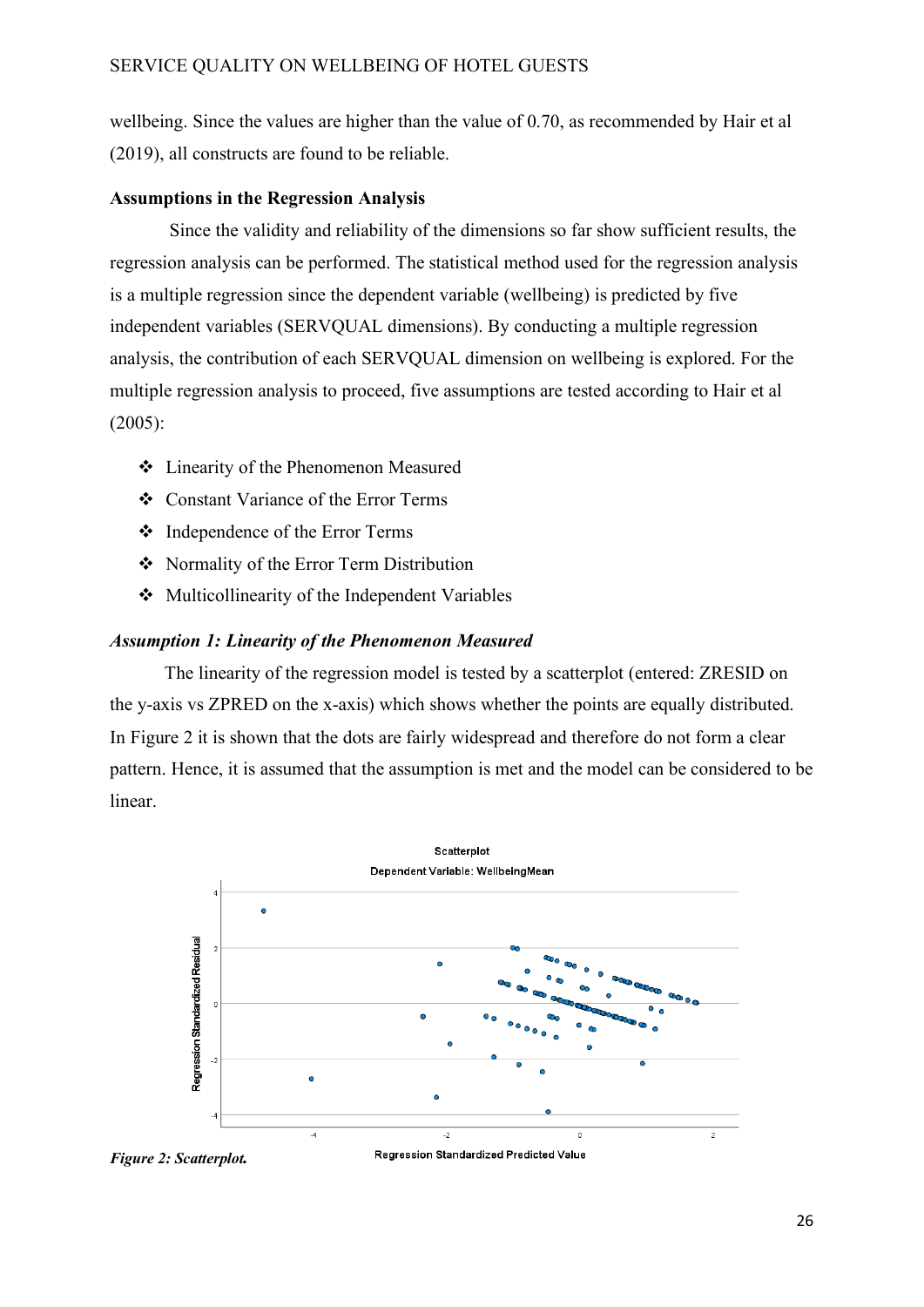wellbeing. Since the values are higher than the value of 0.70, as recommended by Hair et al (2019), all constructs are found to be reliable.

**Assumptions in the Regression Analysis**

Since the validity and reliability of the dimensions so far show sufficient results, the regression analysis can be performed. The statistical method used for the regression analysis is a multiple regression since the dependent variable (wellbeing) is predicted by five independent variables (SERVQUAL dimensions). By conducting a multiple regression analysis, the contribution of each SERVQUAL dimension on wellbeing is explored. For the multiple regression analysis to proceed, five assumptions are tested according to Hair et al (2005):

- Linearity of the Phenomenon Measured
- Constant Variance of the Error Terms
- Independence of the Error Terms
- Normality of the Error Term Distribution
- Multicollinearity of the Independent Variables

***Assumption 1: Linearity of the Phenomenon Measured***

The linearity of the regression model is tested by a scatterplot (entered: ZRESID on the y-axis vs ZPRED on the x-axis) which shows whether the points are equally distributed. In Figure 2 it is shown that the dots are fairly widespread and therefore do not form a clear pattern. Hence, it is assumed that the assumption is met and the model can be considered to be linear.

*Figure 2: Scatterplot.*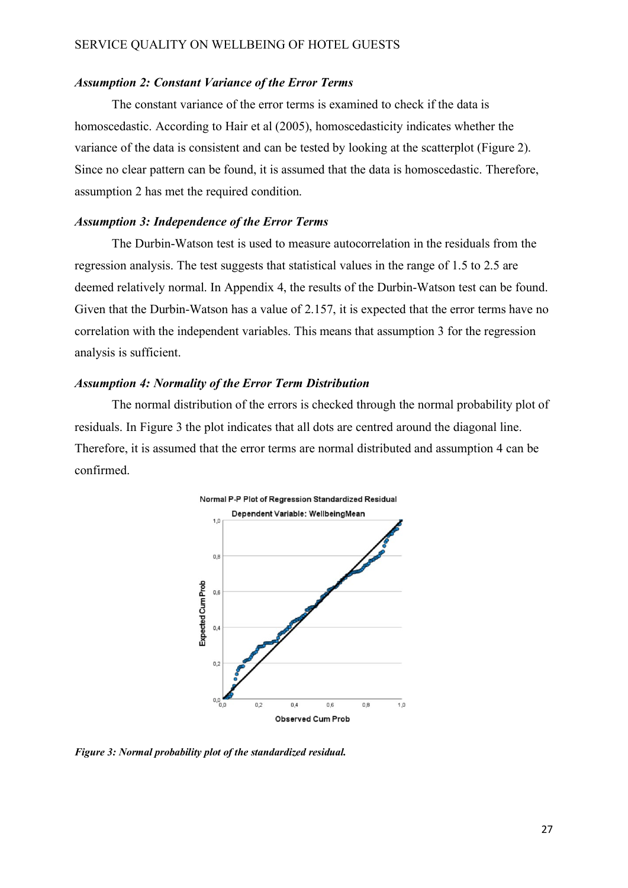### *Assumption 2: Constant Variance of the Error Terms*

The constant variance of the error terms is examined to check if the data is homoscedastic. According to Hair et al (2005), homoscedasticity indicates whether the variance of the data is consistent and can be tested by looking at the scatterplot (Figure 2). Since no clear pattern can be found, it is assumed that the data is homoscedastic. Therefore, assumption 2 has met the required condition.

### *Assumption 3: Independence of the Error Terms*

The Durbin-Watson test is used to measure autocorrelation in the residuals from the regression analysis. The test suggests that statistical values in the range of 1.5 to 2.5 are deemed relatively normal. In Appendix 4, the results of the Durbin-Watson test can be found. Given that the Durbin-Watson has a value of 2.157, it is expected that the error terms have no correlation with the independent variables. This means that assumption 3 for the regression analysis is sufficient.

### *Assumption 4: Normality of the Error Term Distribution*

The normal distribution of the errors is checked through the normal probability plot of residuals. In Figure 3 the plot indicates that all dots are centred around the diagonal line. Therefore, it is assumed that the error terms are normal distributed and assumption 4 can be confirmed.

***Figure 3: Normal probability plot of the standardized residual.***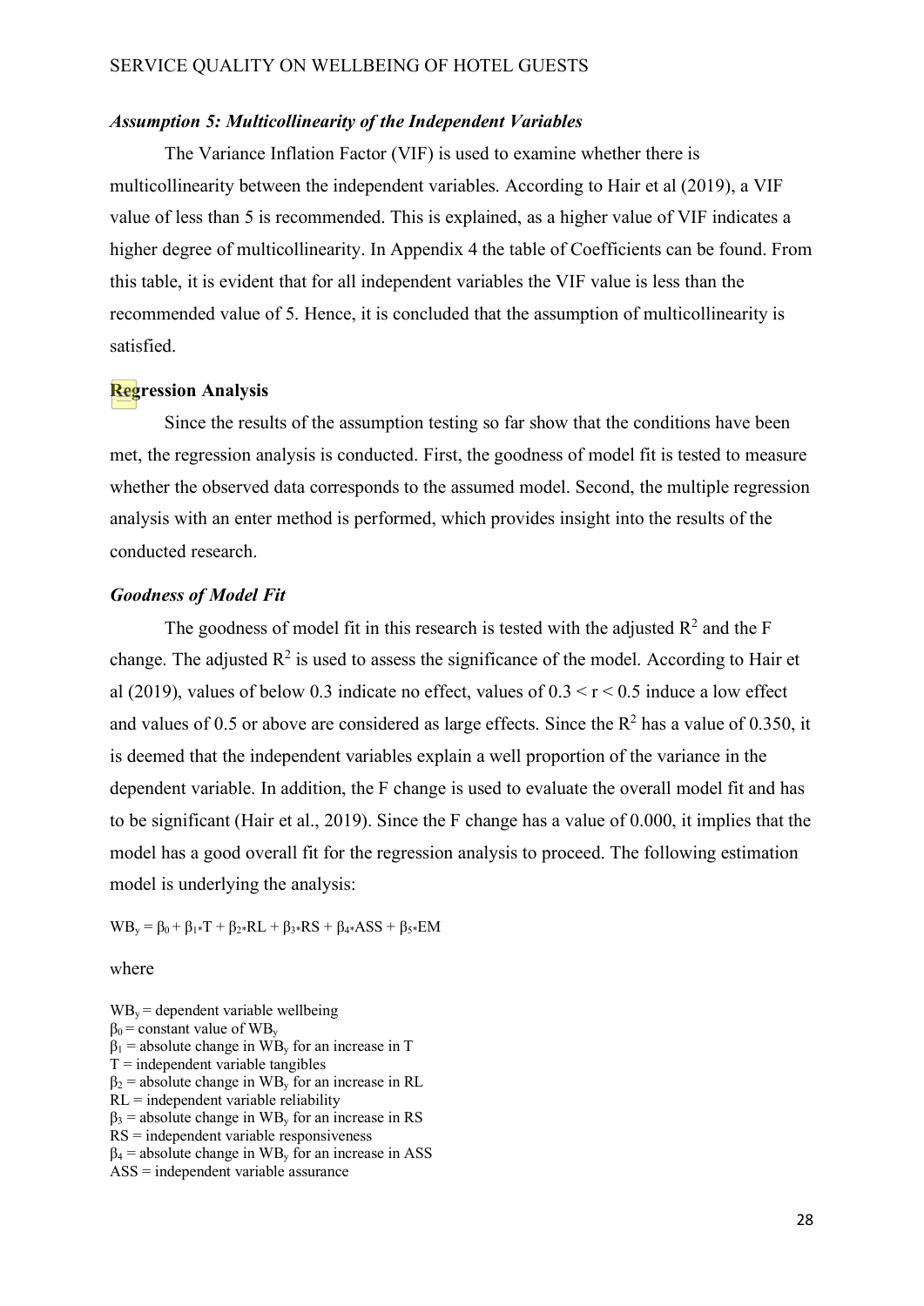### *Assumption 5: Multicollinearity of the Independent Variables*

The Variance Inflation Factor (VIF) is used to examine whether there is multicollinearity between the independent variables. According to Hair et al (2019), a VIF value of less than 5 is recommended. This is explained, as a higher value of VIF indicates a higher degree of multicollinearity. In Appendix 4 the table of Coefficients can be found. From this table, it is evident that for all independent variables the VIF value is less than the recommended value of 5. Hence, it is concluded that the assumption of multicollinearity is satisfied.

## Regression Analysis

Since the results of the assumption testing so far show that the conditions have been met, the regression analysis is conducted. First, the goodness of model fit is tested to measure whether the observed data corresponds to the assumed model. Second, the multiple regression analysis with an enter method is performed, which provides insight into the results of the conducted research.

### *Goodness of Model Fit*

The goodness of model fit in this research is tested with the adjusted $R^2$ and the F change. The adjusted $R^2$ is used to assess the significance of the model. According to Hair et al (2019), values of below 0.3 indicate no effect, values of $0.3 < r < 0.5$ induce a low effect and values of 0.5 or above are considered as large effects. Since the $R^2$ has a value of 0.350, it is deemed that the independent variables explain a well proportion of the variance in the dependent variable. In addition, the F change is used to evaluate the overall model fit and has to be significant (Hair et al., 2019). Since the F change has a value of 0.000, it implies that the model has a good overall fit for the regression analysis to proceed. The following estimation model is underlying the analysis:

$$WB_y = \beta_0 + \beta_1 * T + \beta_2 * RL + \beta_3 * RS + \beta_4 * ASS + \beta_5 * EM$$

where

$WB_y$ = dependent variable wellbeing
$\beta_0$ = constant value of $WB_y$
$\beta_1$ = absolute change in $WB_y$ for an increase in T
T = independent variable tangibles
$\beta_2$ = absolute change in $WB_y$ for an increase in RL
RL = independent variable reliability
$\beta_3$ = absolute change in $WB_y$ for an increase in RS
RS = independent variable responsiveness
$\beta_4$ = absolute change in $WB_y$ for an increase in ASS
ASS = independent variable assurance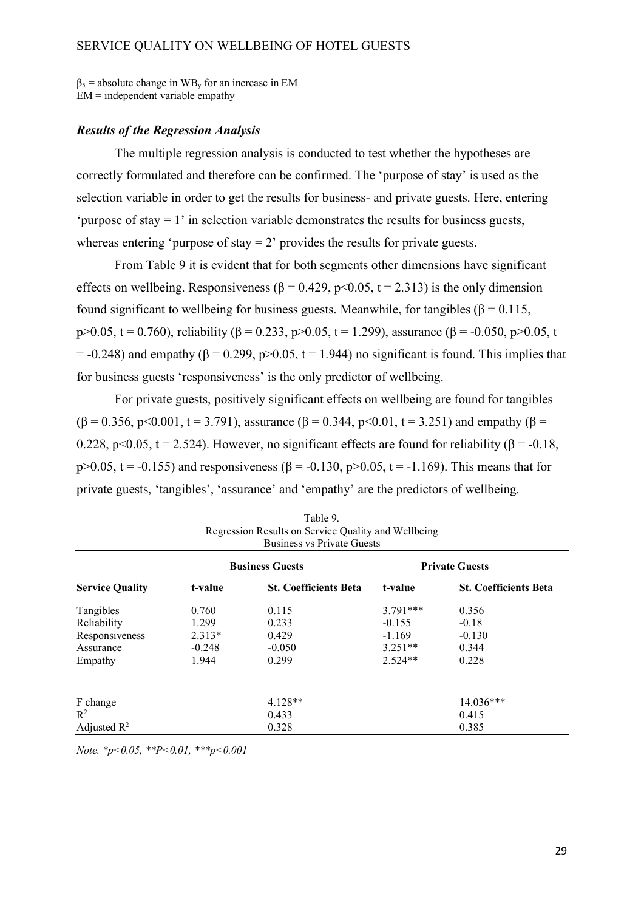$\beta_5$ = absolute change in $WB_y$ for an increase in EM
EM = independent variable empathy

### *Results of the Regression Analysis*

The multiple regression analysis is conducted to test whether the hypotheses are correctly formulated and therefore can be confirmed. The 'purpose of stay' is used as the selection variable in order to get the results for business- and private guests. Here, entering 'purpose of stay = 1' in selection variable demonstrates the results for business guests, whereas entering 'purpose of stay = 2' provides the results for private guests.

From Table 9 it is evident that for both segments other dimensions have significant effects on wellbeing. Responsiveness ($\beta = 0.429$, $p<0.05$, $t = 2.313$) is the only dimension found significant to wellbeing for business guests. Meanwhile, for tangibles ($\beta = 0.115$, $p>0.05$, $t = 0.760$), reliability ($\beta = 0.233$, $p>0.05$, $t = 1.299$), assurance ($\beta = -0.050$, $p>0.05$, $t = -0.248$) and empathy ($\beta = 0.299$, $p>0.05$, $t = 1.944$) no significant is found. This implies that for business guests 'responsiveness' is the only predictor of wellbeing.

For private guests, positively significant effects on wellbeing are found for tangibles ($\beta = 0.356$, $p<0.001$, $t = 3.791$), assurance ($\beta = 0.344$, $p<0.01$, $t = 3.251$) and empathy ($\beta = 0.228$, $p<0.05$, $t = 2.524$). However, no significant effects are found for reliability ($\beta = -0.18$, $p>0.05$, $t = -0.155$) and responsiveness ($\beta = -0.130$, $p>0.05$, $t = -1.169$). This means that for private guests, 'tangibles', 'assurance' and 'empathy' are the predictors of wellbeing.

Table 9.
Regression Results on Service Quality and Wellbeing
Business vs Private Guests

| | Business Guests | | Private Guests | |
|---|---|---|---|---|
| **Service Quality** | **t-value** | **St. Coefficients Beta** | **t-value** | **St. Coefficients Beta** |
| Tangibles | 0.760 | 0.115 | 3.791*** | 0.356 |
| Reliability | 1.299 | 0.233 | -0.155 | -0.18 |
| Responsiveness | 2.313* | 0.429 | -1.169 | -0.130 |
| Assurance | -0.248 | -0.050 | 3.251** | 0.344 |
| Empathy | 1.944 | 0.299 | 2.524** | 0.228 |
| F change | | 4.128** | | 14.036*** |
| $R^2$ | | 0.433 | | 0.415 |
| Adjusted $R^2$ | | 0.328 | | 0.385 |

*Note. \*p<0.05, \*\*P<0.01, \*\*\*p<0.001*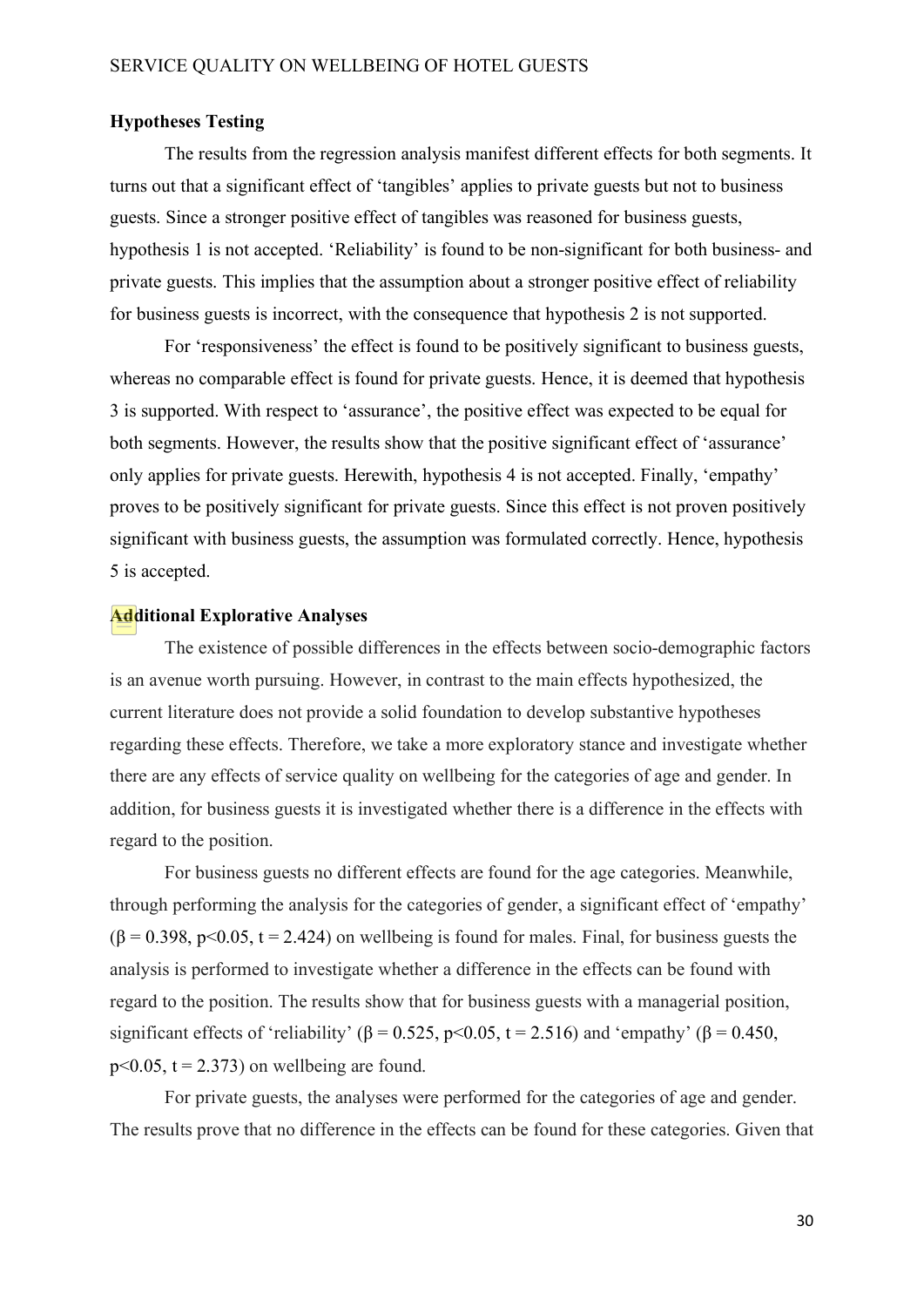**Hypotheses Testing**

The results from the regression analysis manifest different effects for both segments. It turns out that a significant effect of 'tangibles' applies to private guests but not to business guests. Since a stronger positive effect of tangibles was reasoned for business guests, hypothesis 1 is not accepted. 'Reliability' is found to be non-significant for both business- and private guests. This implies that the assumption about a stronger positive effect of reliability for business guests is incorrect, with the consequence that hypothesis 2 is not supported.

For 'responsiveness' the effect is found to be positively significant to business guests, whereas no comparable effect is found for private guests. Hence, it is deemed that hypothesis 3 is supported. With respect to 'assurance', the positive effect was expected to be equal for both segments. However, the results show that the positive significant effect of 'assurance' only applies for private guests. Herewith, hypothesis 4 is not accepted. Finally, 'empathy' proves to be positively significant for private guests. Since this effect is not proven positively significant with business guests, the assumption was formulated correctly. Hence, hypothesis 5 is accepted.

**Additional Explorative Analyses**

The existence of possible differences in the effects between socio-demographic factors is an avenue worth pursuing. However, in contrast to the main effects hypothesized, the current literature does not provide a solid foundation to develop substantive hypotheses regarding these effects. Therefore, we take a more exploratory stance and investigate whether there are any effects of service quality on wellbeing for the categories of age and gender. In addition, for business guests it is investigated whether there is a difference in the effects with regard to the position.

For business guests no different effects are found for the age categories. Meanwhile, through performing the analysis for the categories of gender, a significant effect of 'empathy' ($\beta = 0.398$, $p<0.05$, $t = 2.424$) on wellbeing is found for males. Final, for business guests the analysis is performed to investigate whether a difference in the effects can be found with regard to the position. The results show that for business guests with a managerial position, significant effects of 'reliability' ($\beta = 0.525$, $p<0.05$, $t = 2.516$) and 'empathy' ($\beta = 0.450$, $p<0.05$, $t = 2.373$) on wellbeing are found.

For private guests, the analyses were performed for the categories of age and gender. The results prove that no difference in the effects can be found for these categories. Given that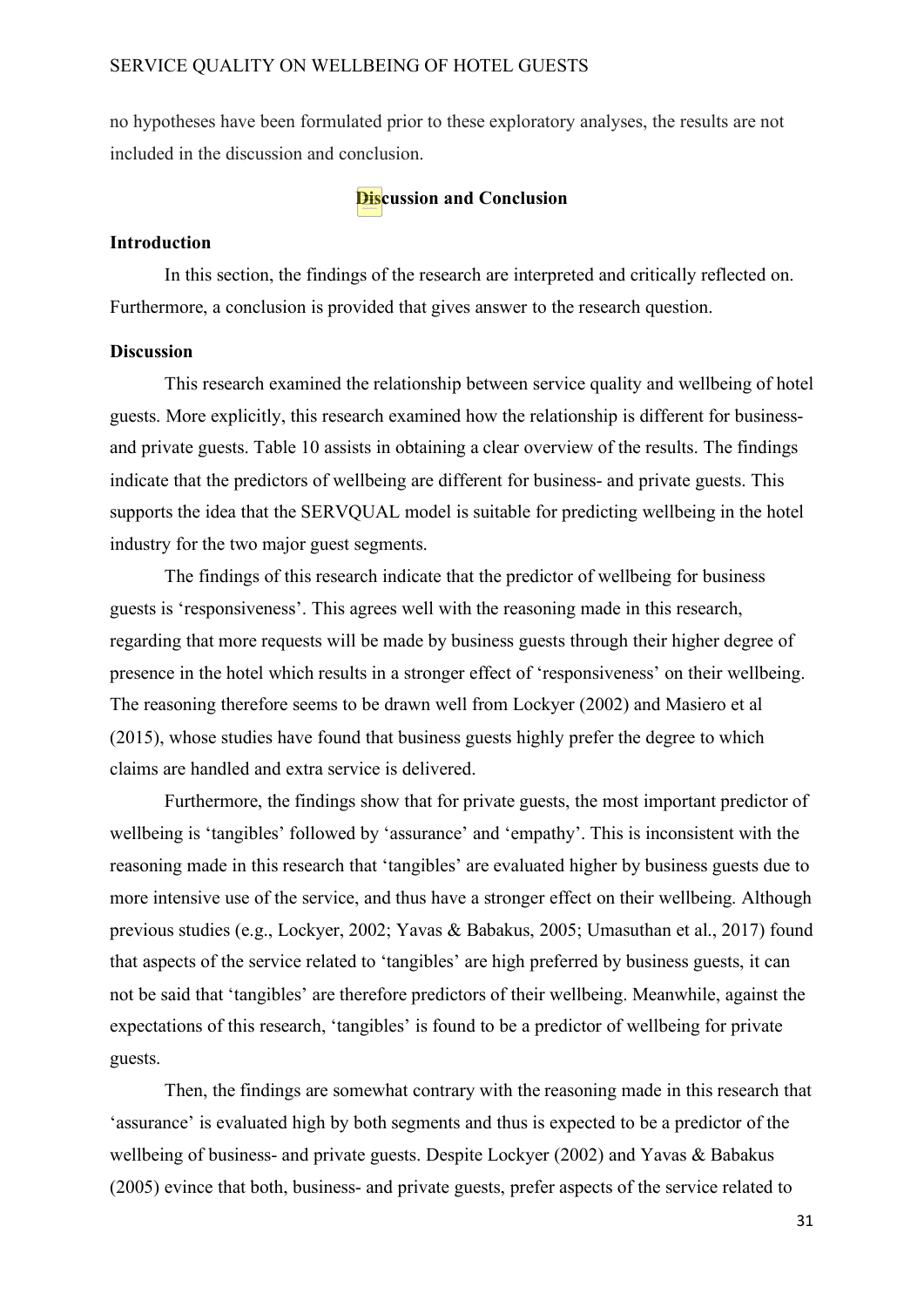no hypotheses have been formulated prior to these exploratory analyses, the results are not included in the discussion and conclusion.

## Discussion and Conclusion

### Introduction

In this section, the findings of the research are interpreted and critically reflected on. Furthermore, a conclusion is provided that gives answer to the research question.

### Discussion

This research examined the relationship between service quality and wellbeing of hotel guests. More explicitly, this research examined how the relationship is different for business- and private guests. Table 10 assists in obtaining a clear overview of the results. The findings indicate that the predictors of wellbeing are different for business- and private guests. This supports the idea that the SERVQUAL model is suitable for predicting wellbeing in the hotel industry for the two major guest segments.

The findings of this research indicate that the predictor of wellbeing for business guests is 'responsiveness'. This agrees well with the reasoning made in this research, regarding that more requests will be made by business guests through their higher degree of presence in the hotel which results in a stronger effect of 'responsiveness' on their wellbeing. The reasoning therefore seems to be drawn well from Lockyer (2002) and Masiero et al (2015), whose studies have found that business guests highly prefer the degree to which claims are handled and extra service is delivered.

Furthermore, the findings show that for private guests, the most important predictor of wellbeing is 'tangibles' followed by 'assurance' and 'empathy'. This is inconsistent with the reasoning made in this research that 'tangibles' are evaluated higher by business guests due to more intensive use of the service, and thus have a stronger effect on their wellbeing. Although previous studies (e.g., Lockyer, 2002; Yavas & Babakus, 2005; Umasuthan et al., 2017) found that aspects of the service related to 'tangibles' are high preferred by business guests, it can not be said that 'tangibles' are therefore predictors of their wellbeing. Meanwhile, against the expectations of this research, 'tangibles' is found to be a predictor of wellbeing for private guests.

Then, the findings are somewhat contrary with the reasoning made in this research that 'assurance' is evaluated high by both segments and thus is expected to be a predictor of the wellbeing of business- and private guests. Despite Lockyer (2002) and Yavas & Babakus (2005) evince that both, business- and private guests, prefer aspects of the service related to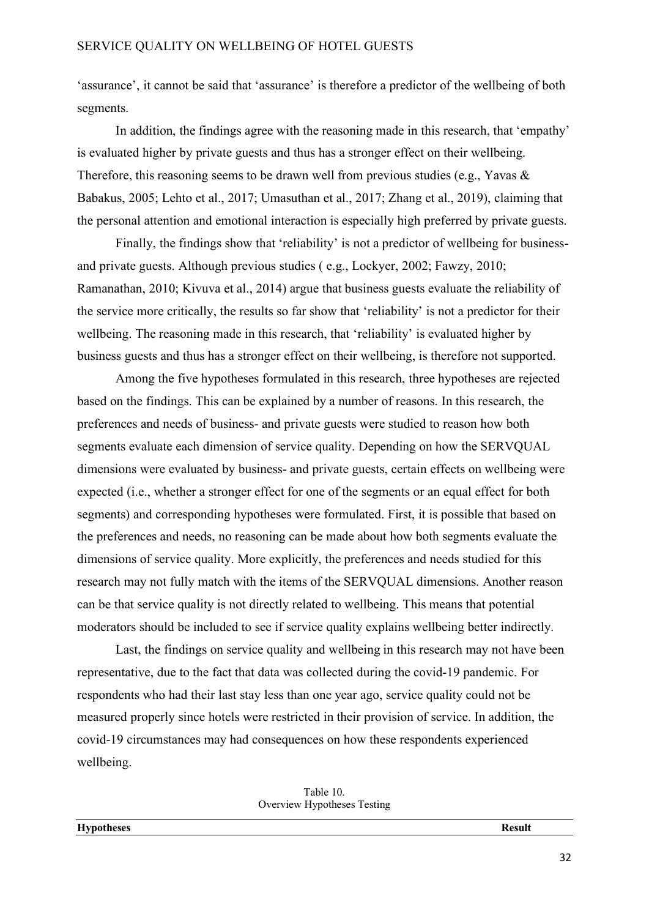'assurance', it cannot be said that 'assurance' is therefore a predictor of the wellbeing of both segments.

In addition, the findings agree with the reasoning made in this research, that 'empathy' is evaluated higher by private guests and thus has a stronger effect on their wellbeing. Therefore, this reasoning seems to be drawn well from previous studies (e.g., Yavas & Babakus, 2005; Lehto et al., 2017; Umasuthan et al., 2017; Zhang et al., 2019), claiming that the personal attention and emotional interaction is especially high preferred by private guests.

Finally, the findings show that 'reliability' is not a predictor of wellbeing for business- and private guests. Although previous studies ( e.g., Lockyer, 2002; Fawzy, 2010; Ramanathan, 2010; Kivuva et al., 2014) argue that business guests evaluate the reliability of the service more critically, the results so far show that 'reliability' is not a predictor for their wellbeing. The reasoning made in this research, that 'reliability' is evaluated higher by business guests and thus has a stronger effect on their wellbeing, is therefore not supported.

Among the five hypotheses formulated in this research, three hypotheses are rejected based on the findings. This can be explained by a number of reasons. In this research, the preferences and needs of business- and private guests were studied to reason how both segments evaluate each dimension of service quality. Depending on how the SERVQUAL dimensions were evaluated by business- and private guests, certain effects on wellbeing were expected (i.e., whether a stronger effect for one of the segments or an equal effect for both segments) and corresponding hypotheses were formulated. First, it is possible that based on the preferences and needs, no reasoning can be made about how both segments evaluate the dimensions of service quality. More explicitly, the preferences and needs studied for this research may not fully match with the items of the SERVQUAL dimensions. Another reason can be that service quality is not directly related to wellbeing. This means that potential moderators should be included to see if service quality explains wellbeing better indirectly.

Last, the findings on service quality and wellbeing in this research may not have been representative, due to the fact that data was collected during the covid-19 pandemic. For respondents who had their last stay less than one year ago, service quality could not be measured properly since hotels were restricted in their provision of service. In addition, the covid-19 circumstances may had consequences on how these respondents experienced wellbeing.

Table 10.
Overview Hypotheses Testing

| **Hypotheses** | **Result** |
|---|---|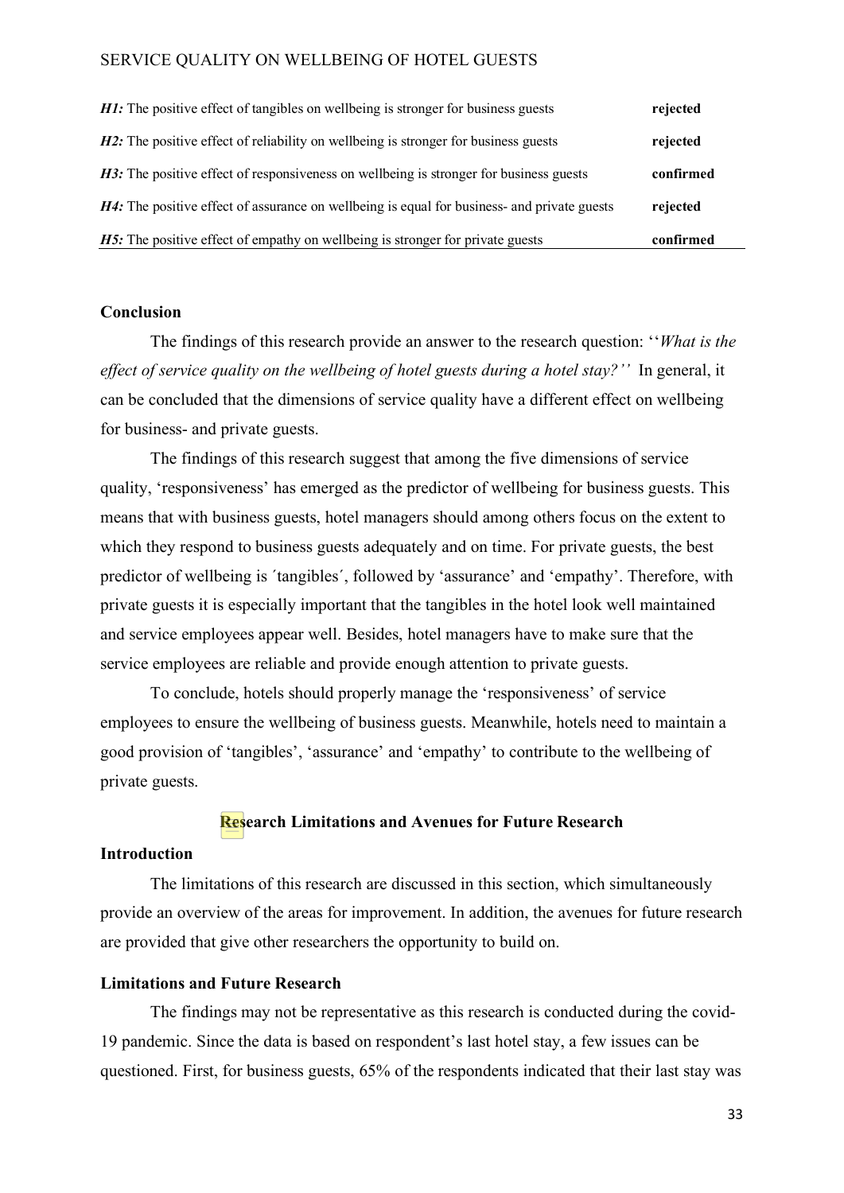| | |
|---|---|
| ***H1:*** The positive effect of tangibles on wellbeing is stronger for business guests | **rejected** |
| ***H2:*** The positive effect of reliability on wellbeing is stronger for business guests | **rejected** |
| ***H3:*** The positive effect of responsiveness on wellbeing is stronger for business guests | **confirmed** |
| ***H4:*** The positive effect of assurance on wellbeing is equal for business- and private guests | **rejected** |
| ***H5:*** The positive effect of empathy on wellbeing is stronger for private guests | **confirmed** |

### Conclusion

The findings of this research provide an answer to the research question: ''*What is the effect of service quality on the wellbeing of hotel guests during a hotel stay?''* In general, it can be concluded that the dimensions of service quality have a different effect on wellbeing for business- and private guests.

The findings of this research suggest that among the five dimensions of service quality, 'responsiveness' has emerged as the predictor of wellbeing for business guests. This means that with business guests, hotel managers should among others focus on the extent to which they respond to business guests adequately and on time. For private guests, the best predictor of wellbeing is ´tangibles´, followed by 'assurance' and 'empathy'. Therefore, with private guests it is especially important that the tangibles in the hotel look well maintained and service employees appear well. Besides, hotel managers have to make sure that the service employees are reliable and provide enough attention to private guests.

To conclude, hotels should properly manage the 'responsiveness' of service employees to ensure the wellbeing of business guests. Meanwhile, hotels need to maintain a good provision of 'tangibles', 'assurance' and 'empathy' to contribute to the wellbeing of private guests.

## Research Limitations and Avenues for Future Research

### Introduction

The limitations of this research are discussed in this section, which simultaneously provide an overview of the areas for improvement. In addition, the avenues for future research are provided that give other researchers the opportunity to build on.

### Limitations and Future Research

The findings may not be representative as this research is conducted during the covid-19 pandemic. Since the data is based on respondent's last hotel stay, a few issues can be questioned. First, for business guests, 65% of the respondents indicated that their last stay was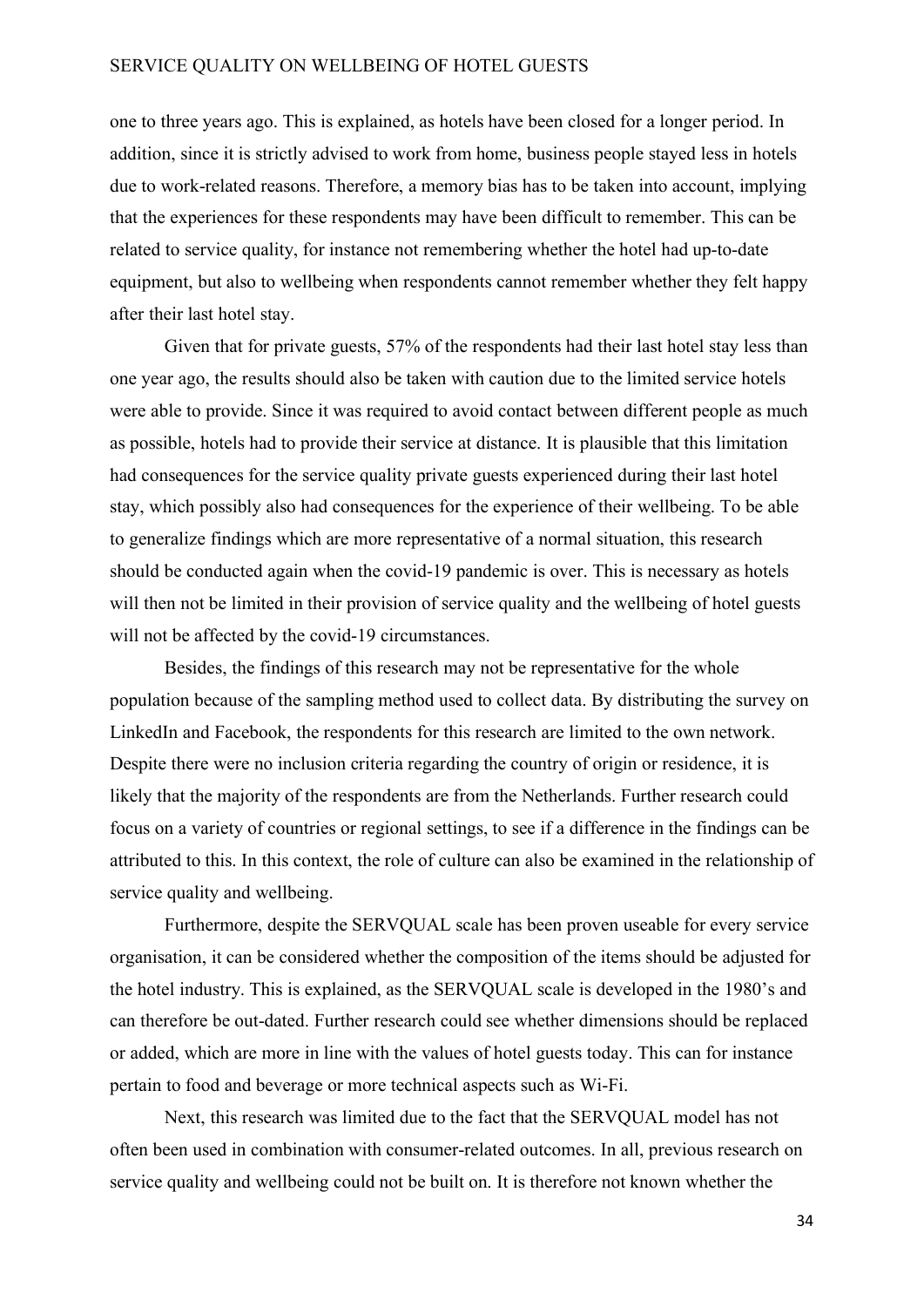one to three years ago. This is explained, as hotels have been closed for a longer period. In addition, since it is strictly advised to work from home, business people stayed less in hotels due to work-related reasons. Therefore, a memory bias has to be taken into account, implying that the experiences for these respondents may have been difficult to remember. This can be related to service quality, for instance not remembering whether the hotel had up-to-date equipment, but also to wellbeing when respondents cannot remember whether they felt happy after their last hotel stay.

Given that for private guests, 57% of the respondents had their last hotel stay less than one year ago, the results should also be taken with caution due to the limited service hotels were able to provide. Since it was required to avoid contact between different people as much as possible, hotels had to provide their service at distance. It is plausible that this limitation had consequences for the service quality private guests experienced during their last hotel stay, which possibly also had consequences for the experience of their wellbeing. To be able to generalize findings which are more representative of a normal situation, this research should be conducted again when the covid-19 pandemic is over. This is necessary as hotels will then not be limited in their provision of service quality and the wellbeing of hotel guests will not be affected by the covid-19 circumstances.

Besides, the findings of this research may not be representative for the whole population because of the sampling method used to collect data. By distributing the survey on LinkedIn and Facebook, the respondents for this research are limited to the own network. Despite there were no inclusion criteria regarding the country of origin or residence, it is likely that the majority of the respondents are from the Netherlands. Further research could focus on a variety of countries or regional settings, to see if a difference in the findings can be attributed to this. In this context, the role of culture can also be examined in the relationship of service quality and wellbeing.

Furthermore, despite the SERVQUAL scale has been proven useable for every service organisation, it can be considered whether the composition of the items should be adjusted for the hotel industry. This is explained, as the SERVQUAL scale is developed in the 1980's and can therefore be out-dated. Further research could see whether dimensions should be replaced or added, which are more in line with the values of hotel guests today. This can for instance pertain to food and beverage or more technical aspects such as Wi-Fi.

Next, this research was limited due to the fact that the SERVQUAL model has not often been used in combination with consumer-related outcomes. In all, previous research on service quality and wellbeing could not be built on. It is therefore not known whether the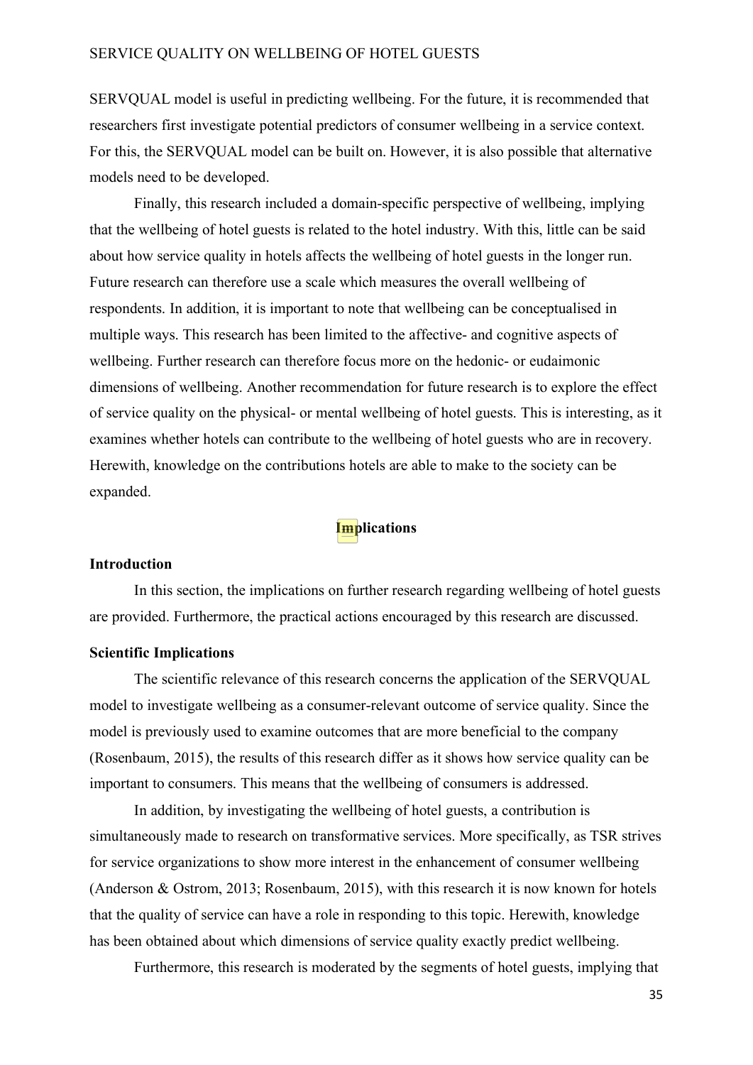SERVQUAL model is useful in predicting wellbeing. For the future, it is recommended that researchers first investigate potential predictors of consumer wellbeing in a service context. For this, the SERVQUAL model can be built on. However, it is also possible that alternative models need to be developed.

Finally, this research included a domain-specific perspective of wellbeing, implying that the wellbeing of hotel guests is related to the hotel industry. With this, little can be said about how service quality in hotels affects the wellbeing of hotel guests in the longer run. Future research can therefore use a scale which measures the overall wellbeing of respondents. In addition, it is important to note that wellbeing can be conceptualised in multiple ways. This research has been limited to the affective- and cognitive aspects of wellbeing. Further research can therefore focus more on the hedonic- or eudaimonic dimensions of wellbeing. Another recommendation for future research is to explore the effect of service quality on the physical- or mental wellbeing of hotel guests. This is interesting, as it examines whether hotels can contribute to the wellbeing of hotel guests who are in recovery. Herewith, knowledge on the contributions hotels are able to make to the society can be expanded.

## Implications

### Introduction

In this section, the implications on further research regarding wellbeing of hotel guests are provided. Furthermore, the practical actions encouraged by this research are discussed.

### Scientific Implications

The scientific relevance of this research concerns the application of the SERVQUAL model to investigate wellbeing as a consumer-relevant outcome of service quality. Since the model is previously used to examine outcomes that are more beneficial to the company (Rosenbaum, 2015), the results of this research differ as it shows how service quality can be important to consumers. This means that the wellbeing of consumers is addressed.

In addition, by investigating the wellbeing of hotel guests, a contribution is simultaneously made to research on transformative services. More specifically, as TSR strives for service organizations to show more interest in the enhancement of consumer wellbeing (Anderson & Ostrom, 2013; Rosenbaum, 2015), with this research it is now known for hotels that the quality of service can have a role in responding to this topic. Herewith, knowledge has been obtained about which dimensions of service quality exactly predict wellbeing.

Furthermore, this research is moderated by the segments of hotel guests, implying that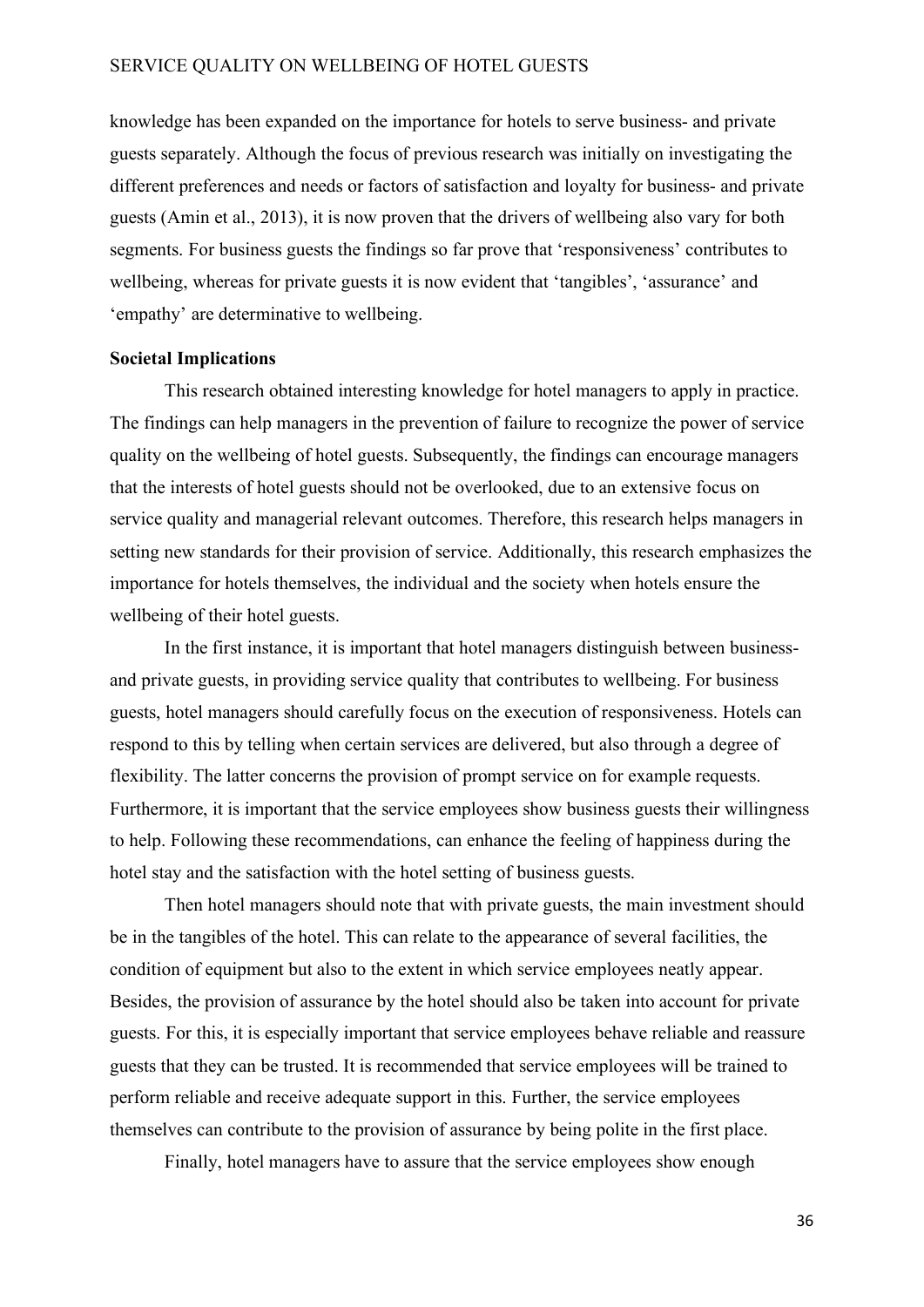knowledge has been expanded on the importance for hotels to serve business- and private guests separately. Although the focus of previous research was initially on investigating the different preferences and needs or factors of satisfaction and loyalty for business- and private guests (Amin et al., 2013), it is now proven that the drivers of wellbeing also vary for both segments. For business guests the findings so far prove that 'responsiveness' contributes to wellbeing, whereas for private guests it is now evident that 'tangibles', 'assurance' and 'empathy' are determinative to wellbeing.

**Societal Implications**

This research obtained interesting knowledge for hotel managers to apply in practice. The findings can help managers in the prevention of failure to recognize the power of service quality on the wellbeing of hotel guests. Subsequently, the findings can encourage managers that the interests of hotel guests should not be overlooked, due to an extensive focus on service quality and managerial relevant outcomes. Therefore, this research helps managers in setting new standards for their provision of service. Additionally, this research emphasizes the importance for hotels themselves, the individual and the society when hotels ensure the wellbeing of their hotel guests.

In the first instance, it is important that hotel managers distinguish between business- and private guests, in providing service quality that contributes to wellbeing. For business guests, hotel managers should carefully focus on the execution of responsiveness. Hotels can respond to this by telling when certain services are delivered, but also through a degree of flexibility. The latter concerns the provision of prompt service on for example requests. Furthermore, it is important that the service employees show business guests their willingness to help. Following these recommendations, can enhance the feeling of happiness during the hotel stay and the satisfaction with the hotel setting of business guests.

Then hotel managers should note that with private guests, the main investment should be in the tangibles of the hotel. This can relate to the appearance of several facilities, the condition of equipment but also to the extent in which service employees neatly appear. Besides, the provision of assurance by the hotel should also be taken into account for private guests. For this, it is especially important that service employees behave reliable and reassure guests that they can be trusted. It is recommended that service employees will be trained to perform reliable and receive adequate support in this. Further, the service employees themselves can contribute to the provision of assurance by being polite in the first place.

Finally, hotel managers have to assure that the service employees show enough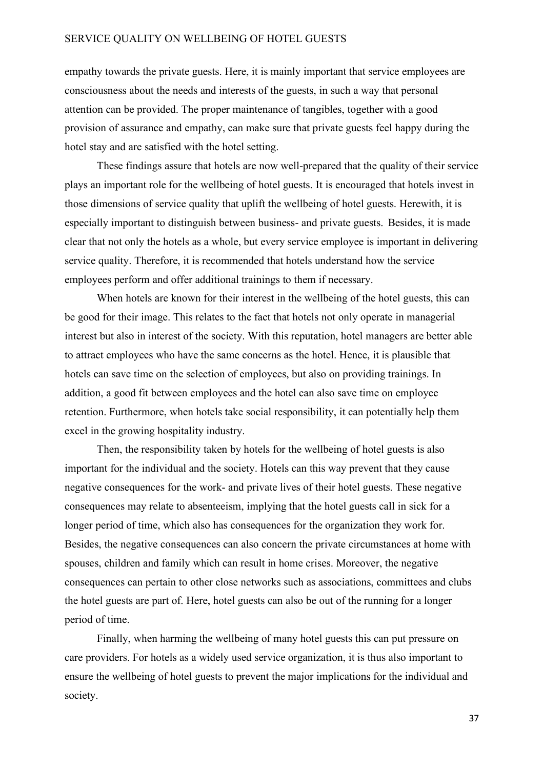empathy towards the private guests. Here, it is mainly important that service employees are consciousness about the needs and interests of the guests, in such a way that personal attention can be provided. The proper maintenance of tangibles, together with a good provision of assurance and empathy, can make sure that private guests feel happy during the hotel stay and are satisfied with the hotel setting.

These findings assure that hotels are now well-prepared that the quality of their service plays an important role for the wellbeing of hotel guests. It is encouraged that hotels invest in those dimensions of service quality that uplift the wellbeing of hotel guests. Herewith, it is especially important to distinguish between business- and private guests. Besides, it is made clear that not only the hotels as a whole, but every service employee is important in delivering service quality. Therefore, it is recommended that hotels understand how the service employees perform and offer additional trainings to them if necessary.

When hotels are known for their interest in the wellbeing of the hotel guests, this can be good for their image. This relates to the fact that hotels not only operate in managerial interest but also in interest of the society. With this reputation, hotel managers are better able to attract employees who have the same concerns as the hotel. Hence, it is plausible that hotels can save time on the selection of employees, but also on providing trainings. In addition, a good fit between employees and the hotel can also save time on employee retention. Furthermore, when hotels take social responsibility, it can potentially help them excel in the growing hospitality industry.

Then, the responsibility taken by hotels for the wellbeing of hotel guests is also important for the individual and the society. Hotels can this way prevent that they cause negative consequences for the work- and private lives of their hotel guests. These negative consequences may relate to absenteeism, implying that the hotel guests call in sick for a longer period of time, which also has consequences for the organization they work for. Besides, the negative consequences can also concern the private circumstances at home with spouses, children and family which can result in home crises. Moreover, the negative consequences can pertain to other close networks such as associations, committees and clubs the hotel guests are part of. Here, hotel guests can also be out of the running for a longer period of time.

Finally, when harming the wellbeing of many hotel guests this can put pressure on care providers. For hotels as a widely used service organization, it is thus also important to ensure the wellbeing of hotel guests to prevent the major implications for the individual and society.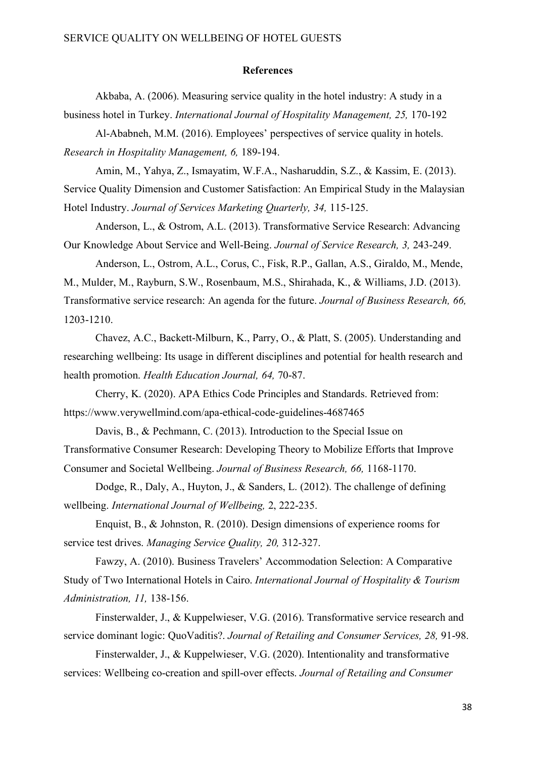## References

Akbaba, A. (2006). Measuring service quality in the hotel industry: A study in a business hotel in Turkey. *International Journal of Hospitality Management, 25,* 170-192

Al-Ababneh, M.M. (2016). Employees' perspectives of service quality in hotels. *Research in Hospitality Management, 6,* 189-194.

Amin, M., Yahya, Z., Ismayatim, W.F.A., Nasharuddin, S.Z., & Kassim, E. (2013). Service Quality Dimension and Customer Satisfaction: An Empirical Study in the Malaysian Hotel Industry. *Journal of Services Marketing Quarterly, 34,* 115-125.

Anderson, L., & Ostrom, A.L. (2013). Transformative Service Research: Advancing Our Knowledge About Service and Well-Being. *Journal of Service Research, 3,* 243-249.

Anderson, L., Ostrom, A.L., Corus, C., Fisk, R.P., Gallan, A.S., Giraldo, M., Mende, M., Mulder, M., Rayburn, S.W., Rosenbaum, M.S., Shirahada, K., & Williams, J.D. (2013). Transformative service research: An agenda for the future. *Journal of Business Research, 66,* 1203-1210.

Chavez, A.C., Backett-Milburn, K., Parry, O., & Platt, S. (2005). Understanding and researching wellbeing: Its usage in different disciplines and potential for health research and health promotion. *Health Education Journal, 64,* 70-87.

Cherry, K. (2020). APA Ethics Code Principles and Standards. Retrieved from: https://www.verywellmind.com/apa-ethical-code-guidelines-4687465

Davis, B., & Pechmann, C. (2013). Introduction to the Special Issue on Transformative Consumer Research: Developing Theory to Mobilize Efforts that Improve Consumer and Societal Wellbeing. *Journal of Business Research, 66,* 1168-1170.

Dodge, R., Daly, A., Huyton, J., & Sanders, L. (2012). The challenge of defining wellbeing. *International Journal of Wellbeing,* 2, 222-235.

Enquist, B., & Johnston, R. (2010). Design dimensions of experience rooms for service test drives. *Managing Service Quality, 20,* 312-327.

Fawzy, A. (2010). Business Travelers' Accommodation Selection: A Comparative Study of Two International Hotels in Cairo. *International Journal of Hospitality & Tourism Administration, 11,* 138-156.

Finsterwalder, J., & Kuppelwieser, V.G. (2016). Transformative service research and service dominant logic: QuoVaditis?. *Journal of Retailing and Consumer Services, 28,* 91-98.

Finsterwalder, J., & Kuppelwieser, V.G. (2020). Intentionality and transformative services: Wellbeing co-creation and spill-over effects. *Journal of Retailing and Consumer*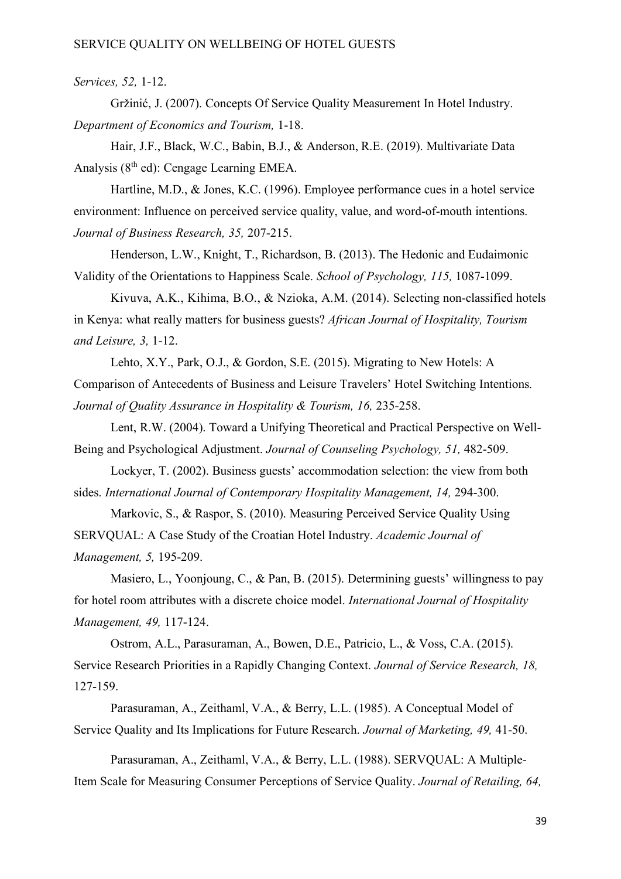*Services, 52,* 1-12.

Gržinić, J. (2007). Concepts Of Service Quality Measurement In Hotel Industry. *Department of Economics and Tourism,* 1-18.

Hair, J.F., Black, W.C., Babin, B.J., & Anderson, R.E. (2019). Multivariate Data Analysis (8th ed): Cengage Learning EMEA.

Hartline, M.D., & Jones, K.C. (1996). Employee performance cues in a hotel service environment: Influence on perceived service quality, value, and word-of-mouth intentions. *Journal of Business Research, 35,* 207-215.

Henderson, L.W., Knight, T., Richardson, B. (2013). The Hedonic and Eudaimonic Validity of the Orientations to Happiness Scale. *School of Psychology, 115,* 1087-1099.

Kivuva, A.K., Kihima, B.O., & Nzioka, A.M. (2014). Selecting non-classified hotels in Kenya: what really matters for business guests? *African Journal of Hospitality, Tourism and Leisure, 3,* 1-12.

Lehto, X.Y., Park, O.J., & Gordon, S.E. (2015). Migrating to New Hotels: A Comparison of Antecedents of Business and Leisure Travelers' Hotel Switching Intentions. *Journal of Quality Assurance in Hospitality & Tourism, 16,* 235-258.

Lent, R.W. (2004). Toward a Unifying Theoretical and Practical Perspective on Well-Being and Psychological Adjustment. *Journal of Counseling Psychology, 51,* 482-509.

Lockyer, T. (2002). Business guests' accommodation selection: the view from both sides. *International Journal of Contemporary Hospitality Management, 14,* 294-300.

Markovic, S., & Raspor, S. (2010). Measuring Perceived Service Quality Using SERVQUAL: A Case Study of the Croatian Hotel Industry. *Academic Journal of Management, 5,* 195-209.

Masiero, L., Yoonjoung, C., & Pan, B. (2015). Determining guests' willingness to pay for hotel room attributes with a discrete choice model. *International Journal of Hospitality Management, 49,* 117-124.

Ostrom, A.L., Parasuraman, A., Bowen, D.E., Patricio, L., & Voss, C.A. (2015). Service Research Priorities in a Rapidly Changing Context. *Journal of Service Research, 18,* 127-159.

Parasuraman, A., Zeithaml, V.A., & Berry, L.L. (1985). A Conceptual Model of Service Quality and Its Implications for Future Research. *Journal of Marketing, 49,* 41-50.

Parasuraman, A., Zeithaml, V.A., & Berry, L.L. (1988). SERVQUAL: A Multiple-Item Scale for Measuring Consumer Perceptions of Service Quality. *Journal of Retailing, 64,*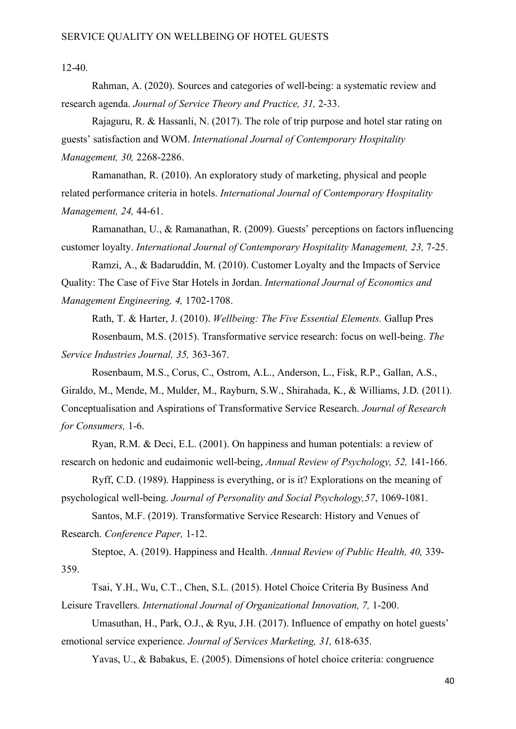12-40.

Rahman, A. (2020). Sources and categories of well-being: a systematic review and research agenda. *Journal of Service Theory and Practice, 31,* 2-33.

Rajaguru, R. & Hassanli, N. (2017). The role of trip purpose and hotel star rating on guests' satisfaction and WOM. *International Journal of Contemporary Hospitality Management, 30,* 2268-2286.

Ramanathan, R. (2010). An exploratory study of marketing, physical and people related performance criteria in hotels. *International Journal of Contemporary Hospitality Management, 24,* 44-61.

Ramanathan, U., & Ramanathan, R. (2009). Guests' perceptions on factors influencing customer loyalty. *International Journal of Contemporary Hospitality Management, 23,* 7-25.

Ramzi, A., & Badaruddin, M. (2010). Customer Loyalty and the Impacts of Service Quality: The Case of Five Star Hotels in Jordan. *International Journal of Economics and Management Engineering, 4,* 1702-1708.

Rath, T. & Harter, J. (2010). *Wellbeing: The Five Essential Elements.* Gallup Pres

Rosenbaum, M.S. (2015). Transformative service research: focus on well-being. *The Service Industries Journal, 35,* 363-367.

Rosenbaum, M.S., Corus, C., Ostrom, A.L., Anderson, L., Fisk, R.P., Gallan, A.S., Giraldo, M., Mende, M., Mulder, M., Rayburn, S.W., Shirahada, K., & Williams, J.D. (2011). Conceptualisation and Aspirations of Transformative Service Research. *Journal of Research for Consumers,* 1-6.

Ryan, R.M. & Deci, E.L. (2001). On happiness and human potentials: a review of research on hedonic and eudaimonic well-being, *Annual Review of Psychology, 52,* 141-166.

Ryff, C.D. (1989). Happiness is everything, or is it? Explorations on the meaning of psychological well-being. *Journal of Personality and Social Psychology,57*, 1069-1081.

Santos, M.F. (2019). Transformative Service Research: History and Venues of Research. *Conference Paper,* 1-12.

Steptoe, A. (2019). Happiness and Health. *Annual Review of Public Health, 40,* 339-359.

Tsai, Y.H., Wu, C.T., Chen, S.L. (2015). Hotel Choice Criteria By Business And Leisure Travellers. *International Journal of Organizational Innovation, 7,* 1-200.

Umasuthan, H., Park, O.J., & Ryu, J.H. (2017). Influence of empathy on hotel guests' emotional service experience. *Journal of Services Marketing, 31,* 618-635.

Yavas, U., & Babakus, E. (2005). Dimensions of hotel choice criteria: congruence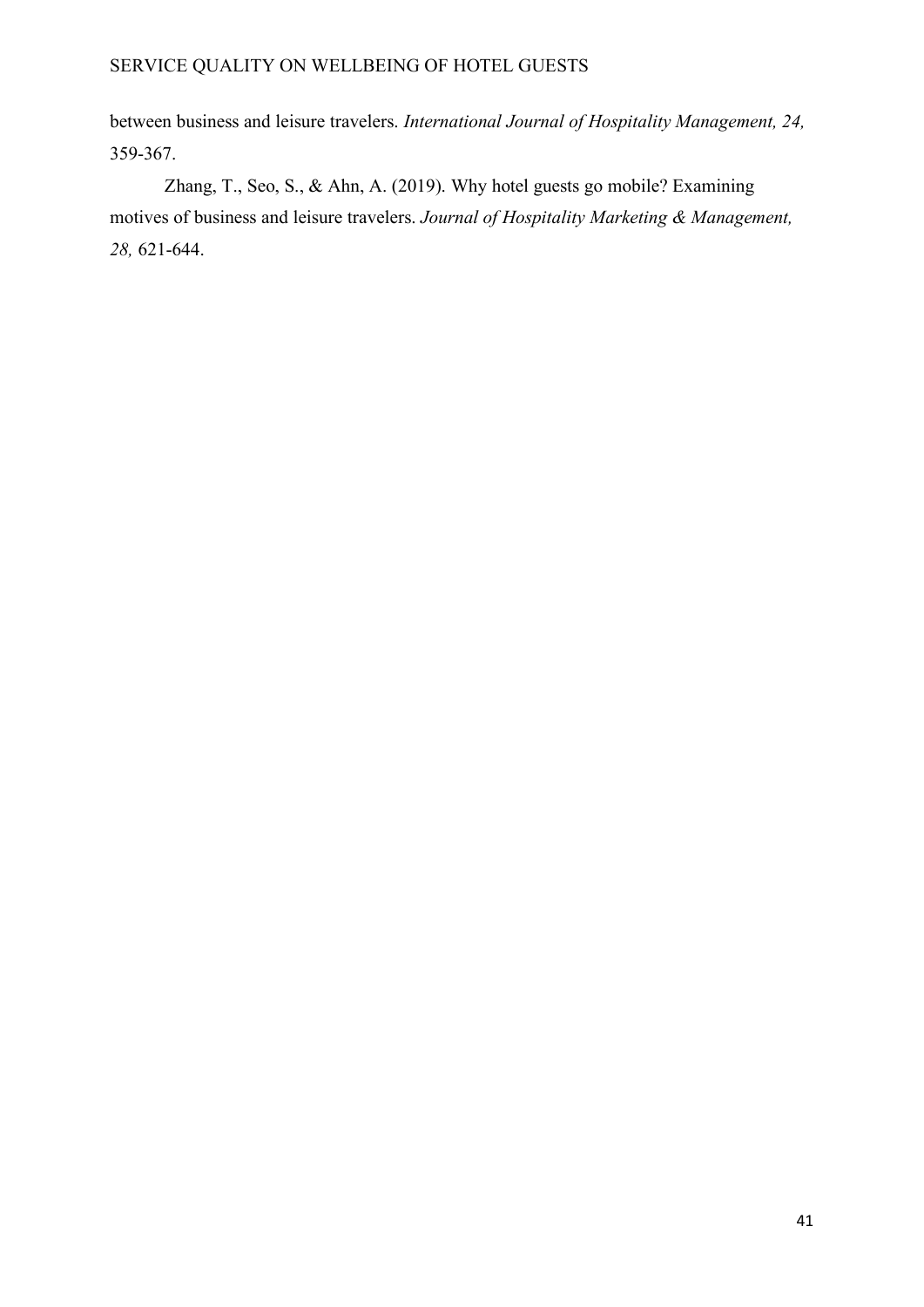between business and leisure travelers. *International Journal of Hospitality Management, 24,* 359-367.

Zhang, T., Seo, S., & Ahn, A. (2019). Why hotel guests go mobile? Examining motives of business and leisure travelers. *Journal of Hospitality Marketing & Management, 28,* 621-644.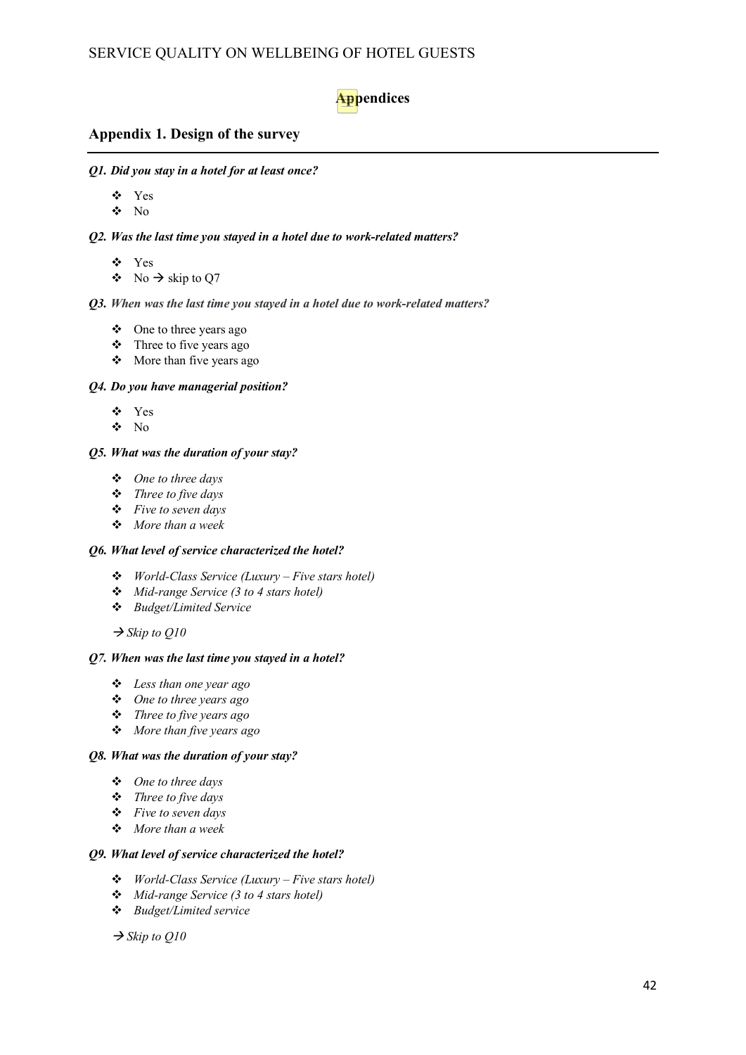# Appendices

## Appendix 1. Design of the survey

***Q1. Did you stay in a hotel for at least once?***

- Yes
- No

***Q2. Was the last time you stayed in a hotel due to work-related matters?***

- Yes
- No → skip to Q7

***Q3. When was the last time you stayed in a hotel due to work-related matters?***

- One to three years ago
- Three to five years ago
- More than five years ago

***Q4. Do you have managerial position?***

- Yes
- No

***Q5. What was the duration of your stay?***

- *One to three days*
- *Three to five days*
- *Five to seven days*
- *More than a week*

***Q6. What level of service characterized the hotel?***

- *World-Class Service (Luxury – Five stars hotel)*
- *Mid-range Service (3 to 4 stars hotel)*
- *Budget/Limited Service*

*→ Skip to Q10*

***Q7. When was the last time you stayed in a hotel?***

- *Less than one year ago*
- *One to three years ago*
- *Three to five years ago*
- *More than five years ago*

***Q8. What was the duration of your stay?***

- *One to three days*
- *Three to five days*
- *Five to seven days*
- *More than a week*

***Q9. What level of service characterized the hotel?***

- *World-Class Service (Luxury – Five stars hotel)*
- *Mid-range Service (3 to 4 stars hotel)*
- *Budget/Limited service*

*→ Skip to Q10*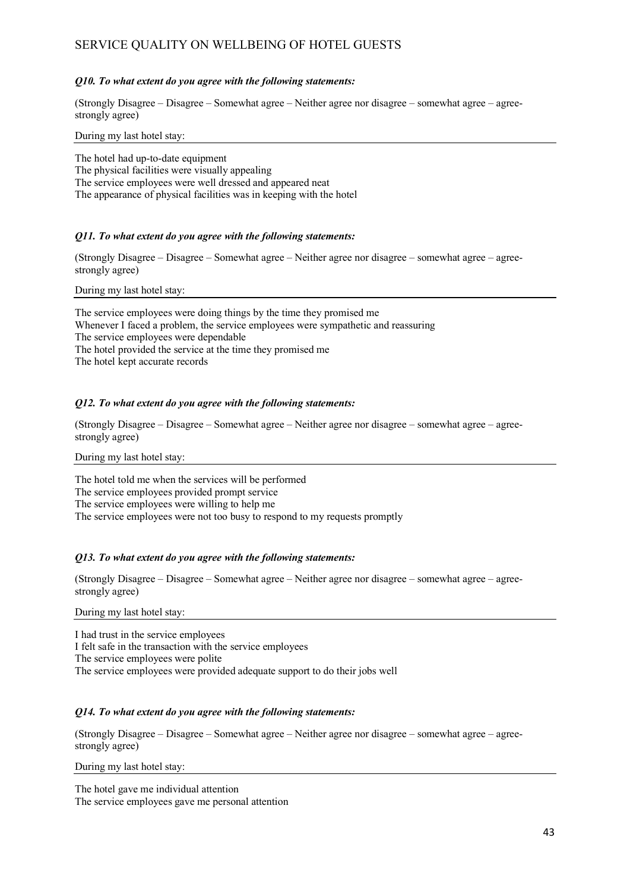***Q10. To what extent do you agree with the following statements:***

(Strongly Disagree – Disagree – Somewhat agree – Neither agree nor disagree – somewhat agree – agree- strongly agree)

During my last hotel stay:

The hotel had up-to-date equipment
The physical facilities were visually appealing
The service employees were well dressed and appeared neat
The appearance of physical facilities was in keeping with the hotel

***Q11. To what extent do you agree with the following statements:***

(Strongly Disagree – Disagree – Somewhat agree – Neither agree nor disagree – somewhat agree – agree- strongly agree)

During my last hotel stay:

The service employees were doing things by the time they promised me
Whenever I faced a problem, the service employees were sympathetic and reassuring
The service employees were dependable
The hotel provided the service at the time they promised me
The hotel kept accurate records

***Q12. To what extent do you agree with the following statements:***

(Strongly Disagree – Disagree – Somewhat agree – Neither agree nor disagree – somewhat agree – agree- strongly agree)

During my last hotel stay:

The hotel told me when the services will be performed
The service employees provided prompt service
The service employees were willing to help me
The service employees were not too busy to respond to my requests promptly

***Q13. To what extent do you agree with the following statements:***

(Strongly Disagree – Disagree – Somewhat agree – Neither agree nor disagree – somewhat agree – agree- strongly agree)

During my last hotel stay:

I had trust in the service employees
I felt safe in the transaction with the service employees
The service employees were polite
The service employees were provided adequate support to do their jobs well

***Q14. To what extent do you agree with the following statements:***

(Strongly Disagree – Disagree – Somewhat agree – Neither agree nor disagree – somewhat agree – agree- strongly agree)

During my last hotel stay:

The hotel gave me individual attention
The service employees gave me personal attention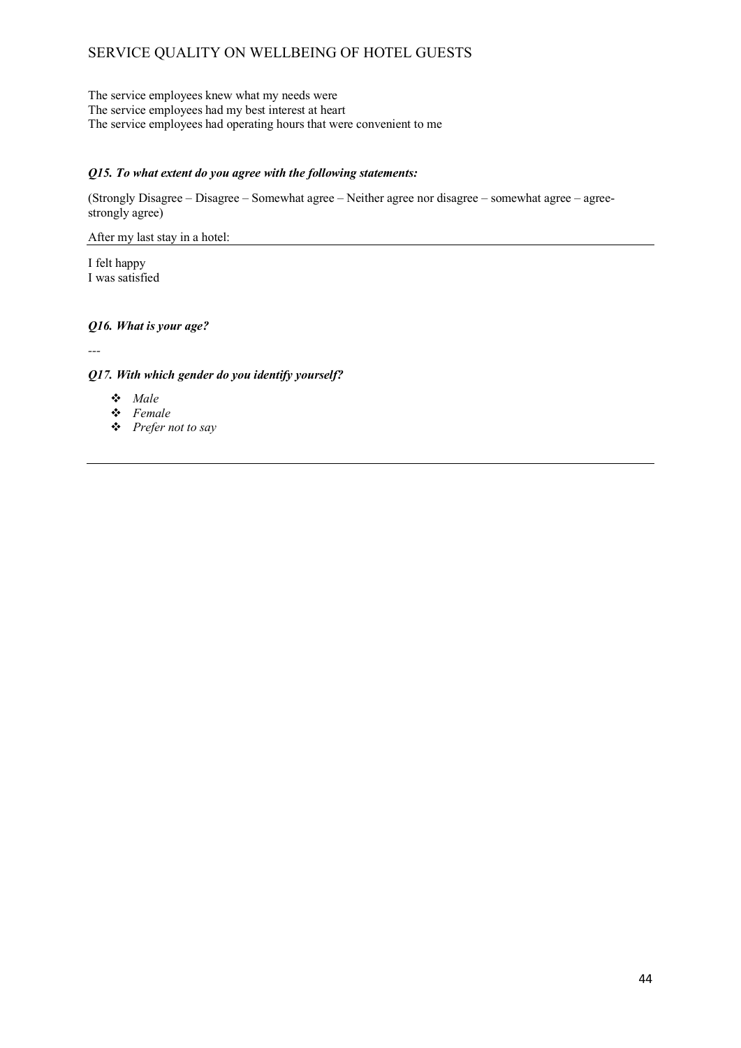The service employees knew what my needs were
The service employees had my best interest at heart
The service employees had operating hours that were convenient to me

***Q15. To what extent do you agree with the following statements:***

(Strongly Disagree – Disagree – Somewhat agree – Neither agree nor disagree – somewhat agree – agree- strongly agree)

After my last stay in a hotel:

I felt happy
I was satisfied

***Q16. What is your age?***

---

***Q17. With which gender do you identify yourself?***

- *Male*
- *Female*
- *Prefer not to say*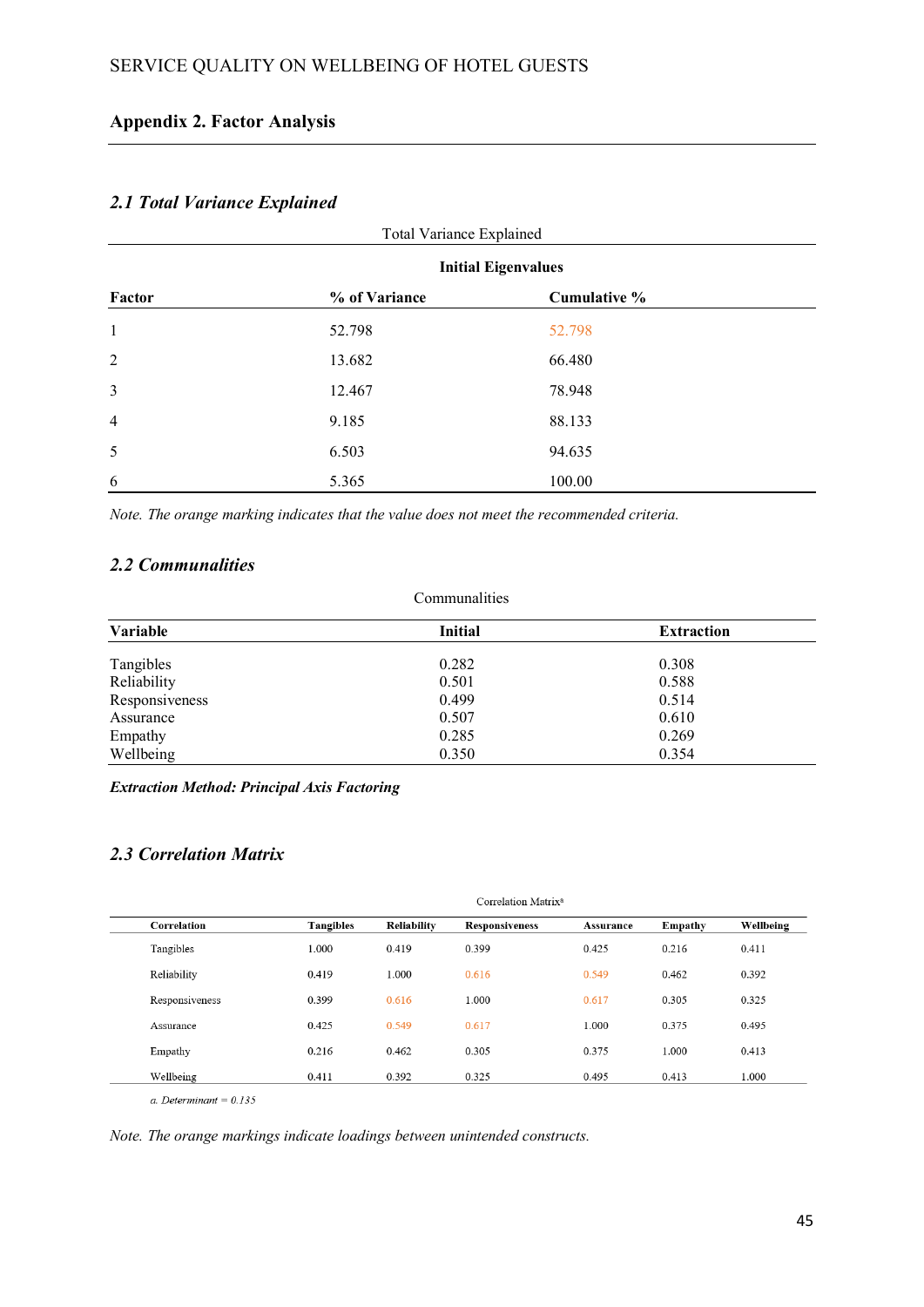## Appendix 2. Factor Analysis

### *2.1 Total Variance Explained*

Total Variance Explained

| | Initial Eigenvalues | |
|---|---|---|
| **Factor** | **% of Variance** | **Cumulative %** |
| 1 | 52.798 | 52.798 |
| 2 | 13.682 | 66.480 |
| 3 | 12.467 | 78.948 |
| 4 | 9.185 | 88.133 |
| 5 | 6.503 | 94.635 |
| 6 | 5.365 | 100.00 |

*Note. The orange marking indicates that the value does not meet the recommended criteria.*

### *2.2 Communalities*

Communalities

| Variable | Initial | Extraction |
|---|---|---|
| Tangibles | 0.282 | 0.308 |
| Reliability | 0.501 | 0.588 |
| Responsiveness | 0.499 | 0.514 |
| Assurance | 0.507 | 0.610 |
| Empathy | 0.285 | 0.269 |
| Wellbeing | 0.350 | 0.354 |

***Extraction Method: Principal Axis Factoring***

### *2.3 Correlation Matrix*

Correlation Matrix[a]

| Correlation | Tangibles | Reliability | Responsiveness | Assurance | Empathy | Wellbeing |
|---|---|---|---|---|---|---|
| Tangibles | 1.000 | 0.419 | 0.399 | 0.425 | 0.216 | 0.411 |
| Reliability | 0.419 | 1.000 | 0.616 | 0.549 | 0.462 | 0.392 |
| Responsiveness | 0.399 | 0.616 | 1.000 | 0.617 | 0.305 | 0.325 |
| Assurance | 0.425 | 0.549 | 0.617 | 1.000 | 0.375 | 0.495 |
| Empathy | 0.216 | 0.462 | 0.305 | 0.375 | 1.000 | 0.413 |
| Wellbeing | 0.411 | 0.392 | 0.325 | 0.495 | 0.413 | 1.000 |

*a. Determinant = 0.135*

*Note. The orange markings indicate loadings between unintended constructs.*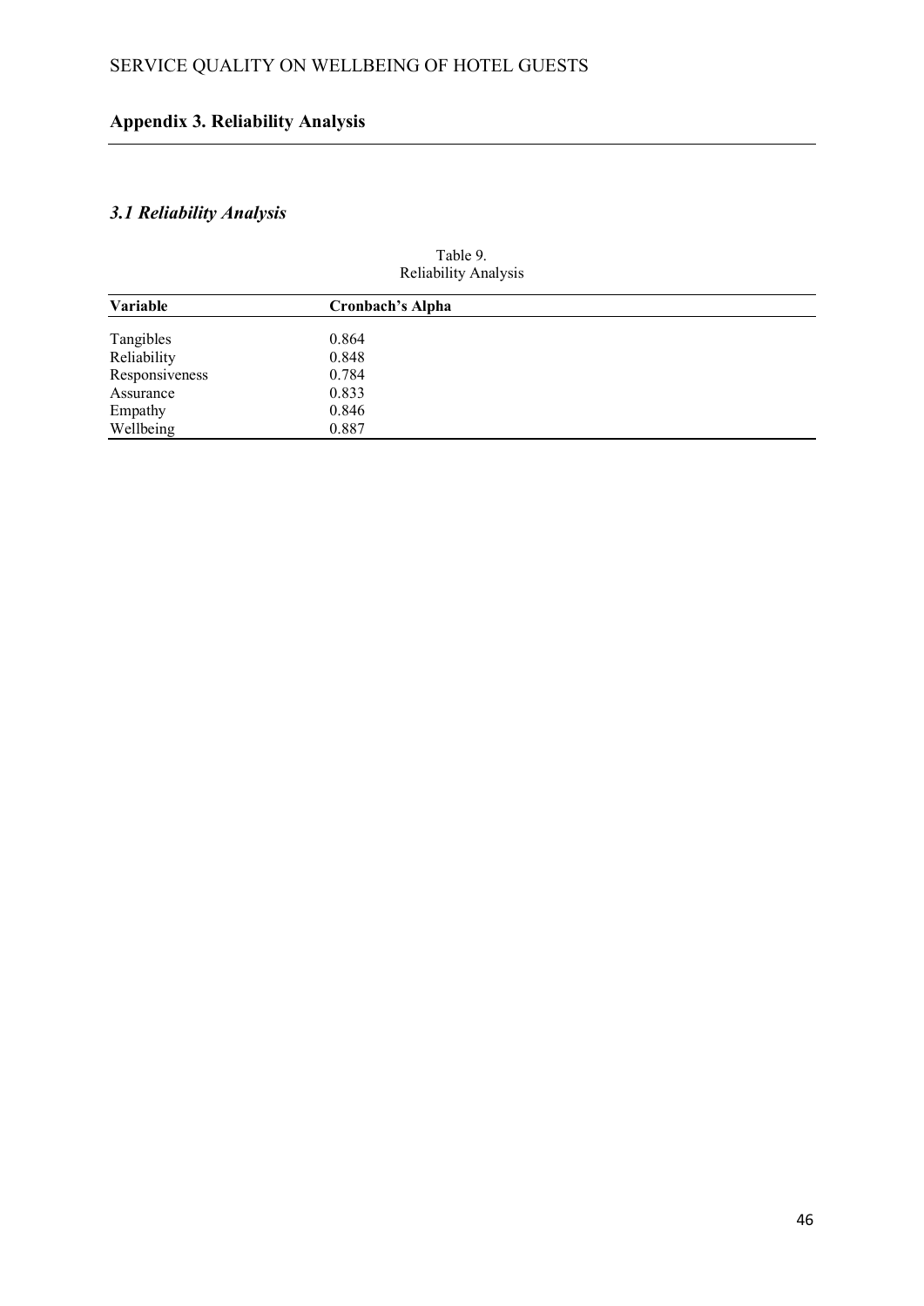## Appendix 3. Reliability Analysis

### *3.1 Reliability Analysis*

Table 9.
Reliability Analysis

| Variable | Cronbach's Alpha |
|---|---|
| Tangibles | 0.864 |
| Reliability | 0.848 |
| Responsiveness | 0.784 |
| Assurance | 0.833 |
| Empathy | 0.846 |
| Wellbeing | 0.887 |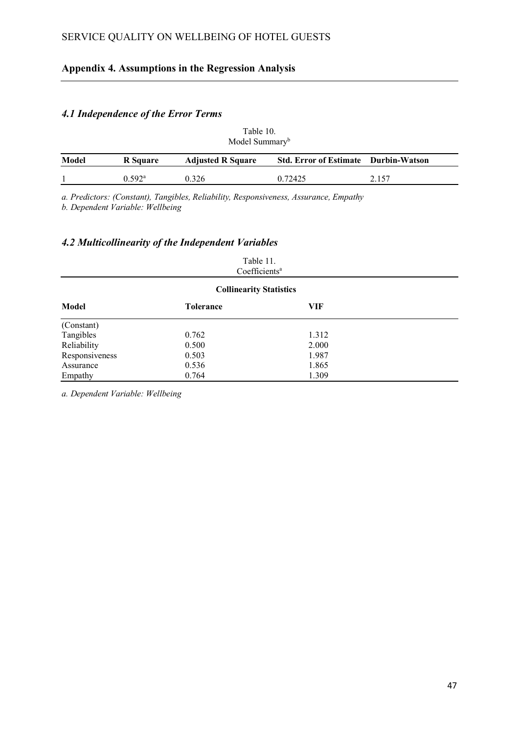## Appendix 4. Assumptions in the Regression Analysis

### *4.1 Independence of the Error Terms*

Table 10.
Model Summary[b]

| Model | R Square | Adjusted R Square | Std. Error of Estimate | Durbin-Watson |
|---|---|---|---|---|
| 1 | 0.592[a] | 0.326 | 0.72425 | 2.157 |

*a. Predictors: (Constant), Tangibles, Reliability, Responsiveness, Assurance, Empathy*
*b. Dependent Variable: Wellbeing*

### *4.2 Multicollinearity of the Independent Variables*

Table 11.
Coefficients[a]

| | Collinearity Statistics | |
|---|---|---|
| **Model** | **Tolerance** | **VIF** |
| (Constant) | | |
| Tangibles | 0.762 | 1.312 |
| Reliability | 0.500 | 2.000 |
| Responsiveness | 0.503 | 1.987 |
| Assurance | 0.536 | 1.865 |
| Empathy | 0.764 | 1.309 |

*a. Dependent Variable: Wellbeing*